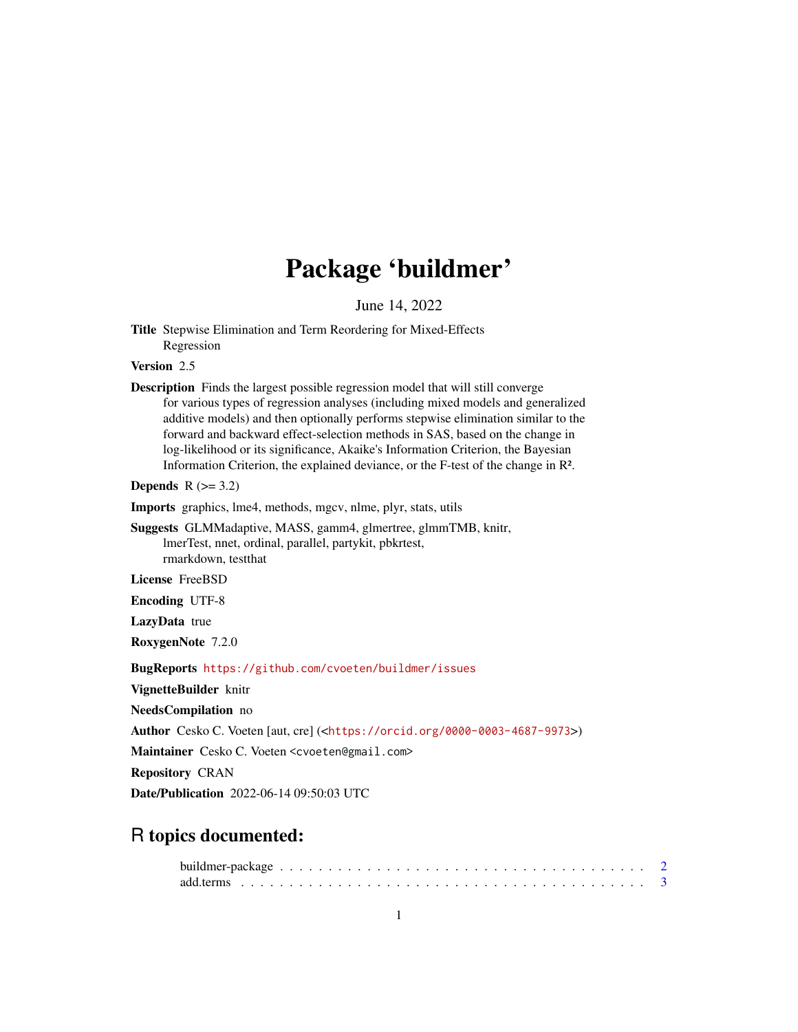# Package 'buildmer'

June 14, 2022

**Title** Stepwise Elimination and Term Reordering for Mixed-Effects Regression

**Version** 2.5

**Description** Finds the largest possible regression model that will still converge for various types of regression analyses (including mixed models and generalized additive models) and then optionally performs stepwise elimination similar to the forward and backward effect-selection methods in SAS, based on the change in log-likelihood or its significance, Akaike's Information Criterion, the Bayesian Information Criterion, the explained deviance, or the F-test of the change in $R^2$.

**Depends** R (>= 3.2)

**Imports** graphics, lme4, methods, mgcv, nlme, plyr, stats, utils

**Suggests** GLMMadaptive, MASS, gamm4, glmertree, glmmTMB, knitr, lmerTest, nnet, ordinal, parallel, partykit, pbkrtest, rmarkdown, testthat

**License** FreeBSD

**Encoding** UTF-8

**LazyData** true

**RoxygenNote** 7.2.0

**BugReports** https://github.com/cvoeten/buildmer/issues

**VignetteBuilder** knitr

**NeedsCompilation** no

**Author** Cesko C. Voeten [aut, cre] (<https://orcid.org/0000-0003-4687-9973>)

**Maintainer** Cesko C. Voeten <cvoeten@gmail.com>

**Repository** CRAN

**Date/Publication** 2022-06-14 09:50:03 UTC

## R topics documented:

- buildmer-package . . . . . . . . . . . . . . . . . . . . . . . . . . . . . . . . . . . . . 2
- add.terms . . . . . . . . . . . . . . . . . . . . . . . . . . . . . . . . . . . . . . . . . 3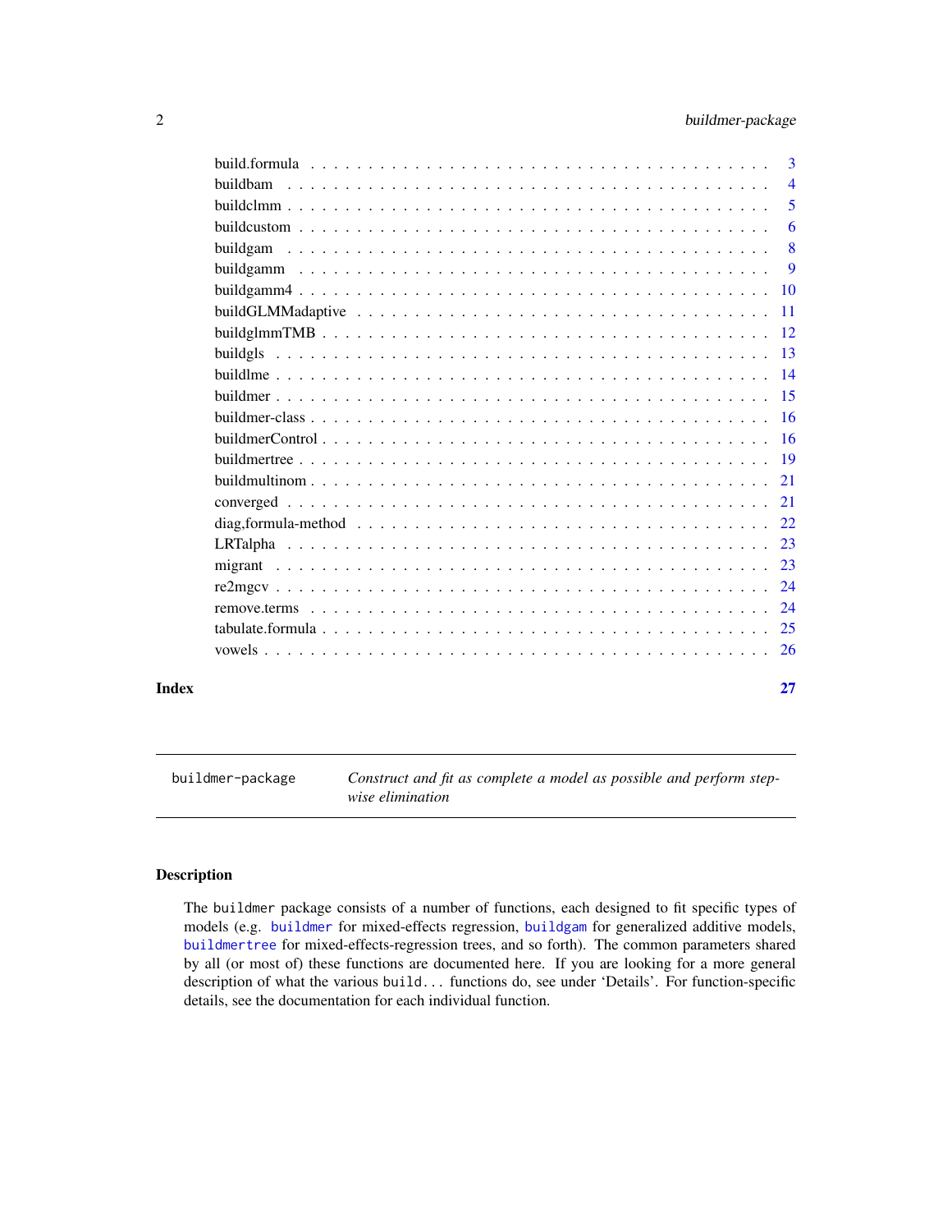build.formula . . . . . . . . . . . . . . . . . . . . . . . . . . . . . . . . . . . 3
buildbam . . . . . . . . . . . . . . . . . . . . . . . . . . . . . . . . . . . . 4
buildclmm . . . . . . . . . . . . . . . . . . . . . . . . . . . . . . . . . . . 5
buildcustom . . . . . . . . . . . . . . . . . . . . . . . . . . . . . . . . . . 6
buildgam . . . . . . . . . . . . . . . . . . . . . . . . . . . . . . . . . . . . 8
buildgamm . . . . . . . . . . . . . . . . . . . . . . . . . . . . . . . . . . . 9
buildgamm4 . . . . . . . . . . . . . . . . . . . . . . . . . . . . . . . . . . 10
buildGLMMadaptive . . . . . . . . . . . . . . . . . . . . . . . . . . . . . . 11
buildglmmTMB . . . . . . . . . . . . . . . . . . . . . . . . . . . . . . . . 12
buildgls . . . . . . . . . . . . . . . . . . . . . . . . . . . . . . . . . . . . 13
buildlme . . . . . . . . . . . . . . . . . . . . . . . . . . . . . . . . . . . . 14
buildmer . . . . . . . . . . . . . . . . . . . . . . . . . . . . . . . . . . . . 15
buildmer-class . . . . . . . . . . . . . . . . . . . . . . . . . . . . . . . . . 16
buildmerControl . . . . . . . . . . . . . . . . . . . . . . . . . . . . . . . . 16
buildmertree . . . . . . . . . . . . . . . . . . . . . . . . . . . . . . . . . . 19
buildmultinom . . . . . . . . . . . . . . . . . . . . . . . . . . . . . . . . . 21
converged . . . . . . . . . . . . . . . . . . . . . . . . . . . . . . . . . . . 21
diag,formula-method . . . . . . . . . . . . . . . . . . . . . . . . . . . . . . 22
LRTalpha . . . . . . . . . . . . . . . . . . . . . . . . . . . . . . . . . . . . 23
migrant . . . . . . . . . . . . . . . . . . . . . . . . . . . . . . . . . . . . . 23
re2mgcv . . . . . . . . . . . . . . . . . . . . . . . . . . . . . . . . . . . . 24
remove.terms . . . . . . . . . . . . . . . . . . . . . . . . . . . . . . . . . . 24
tabulate.formula . . . . . . . . . . . . . . . . . . . . . . . . . . . . . . . . 25
vowels . . . . . . . . . . . . . . . . . . . . . . . . . . . . . . . . . . . . . 26

**Index** 27

---

`buildmer-package` *Construct and fit as complete a model as possible and perform stepwise elimination*

---

## Description

The `buildmer` package consists of a number of functions, each designed to fit specific types of models (e.g. `buildmer` for mixed-effects regression, `buildgam` for generalized additive models, `buildmertree` for mixed-effects-regression trees, and so forth). The common parameters shared by all (or most of) these functions are documented here. If you are looking for a more general description of what the various `build...` functions do, see under 'Details'. For function-specific details, see the documentation for each individual function.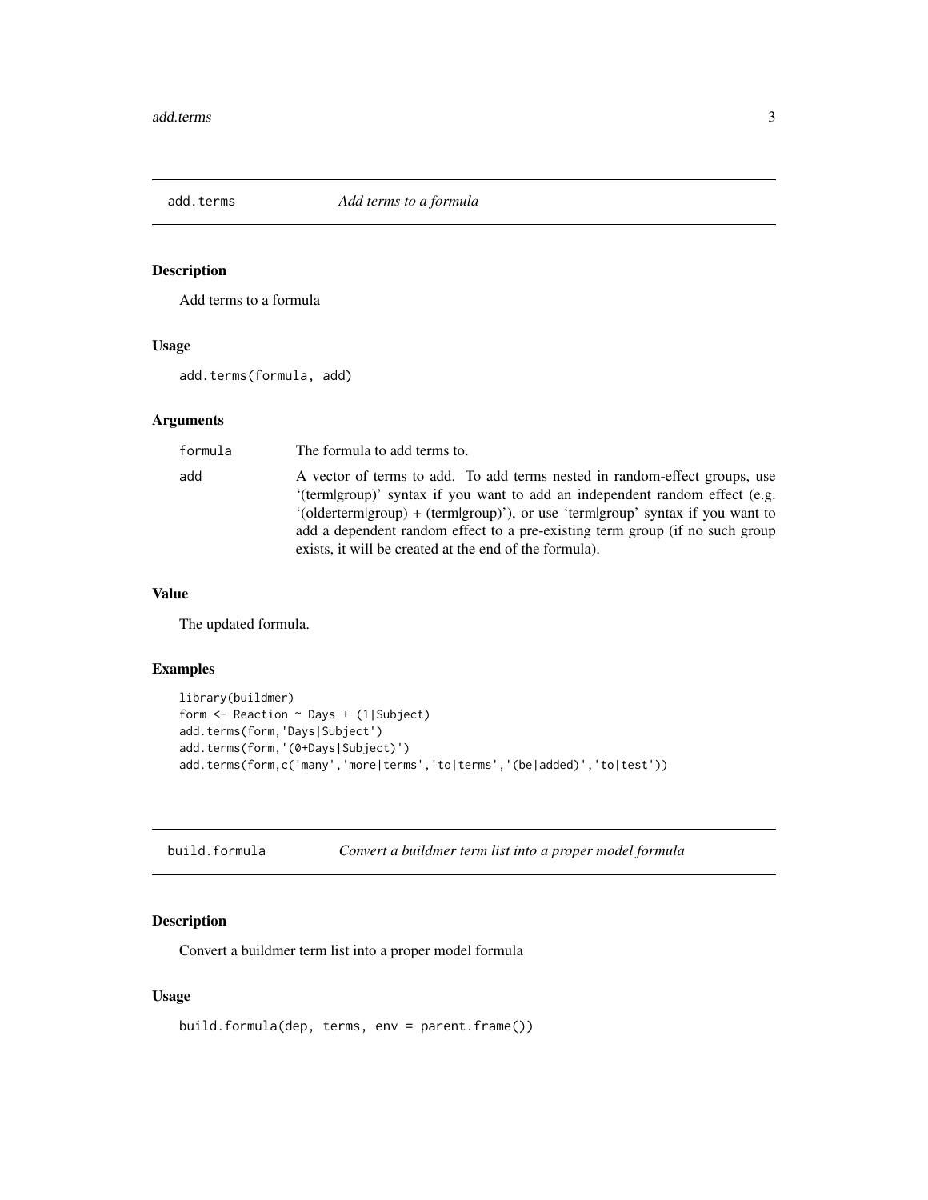## add.terms — *Add terms to a formula*

### Description

Add terms to a formula

### Usage

```
add.terms(formula, add)
```

### Arguments

| | |
|---|---|
| formula | The formula to add terms to. |
| add | A vector of terms to add. To add terms nested in random-effect groups, use '(term\|group)' syntax if you want to add an independent random effect (e.g. '(olderterm\|group) + (term\|group)'), or use 'term\|group' syntax if you want to add a dependent random effect to a pre-existing term group (if no such group exists, it will be created at the end of the formula). |

### Value

The updated formula.

### Examples

```
library(buildmer)
form <- Reaction ~ Days + (1|Subject)
add.terms(form,'Days|Subject')
add.terms(form,'(0+Days|Subject)')
add.terms(form,c('many','more|terms','to|terms','(be|added)','to|test'))
```

## build.formula — *Convert a buildmer term list into a proper model formula*

### Description

Convert a buildmer term list into a proper model formula

### Usage

```
build.formula(dep, terms, env = parent.frame())
```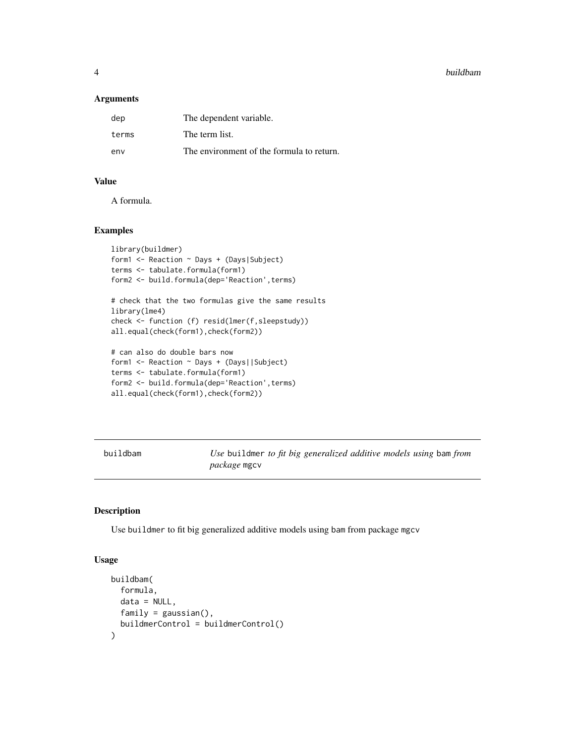## Arguments

| | |
|---|---|
| `dep` | The dependent variable. |
| `terms` | The term list. |
| `env` | The environment of the formula to return. |

## Value

A formula.

## Examples

```
library(buildmer)
form1 <- Reaction ~ Days + (Days|Subject)
terms <- tabulate.formula(form1)
form2 <- build.formula(dep='Reaction',terms)

# check that the two formulas give the same results
library(lme4)
check <- function (f) resid(lmer(f,sleepstudy))
all.equal(check(form1),check(form2))

# can also do double bars now
form1 <- Reaction ~ Days + (Days||Subject)
terms <- tabulate.formula(form1)
form2 <- build.formula(dep='Reaction',terms)
all.equal(check(form1),check(form2))
```

---

# buildbam — *Use* `buildmer` *to fit big generalized additive models using* `bam` *from package* `mgcv`

## Description

Use `buildmer` to fit big generalized additive models using `bam` from package `mgcv`

## Usage

```
buildbam(
  formula,
  data = NULL,
  family = gaussian(),
  buildmerControl = buildmerControl()
)
```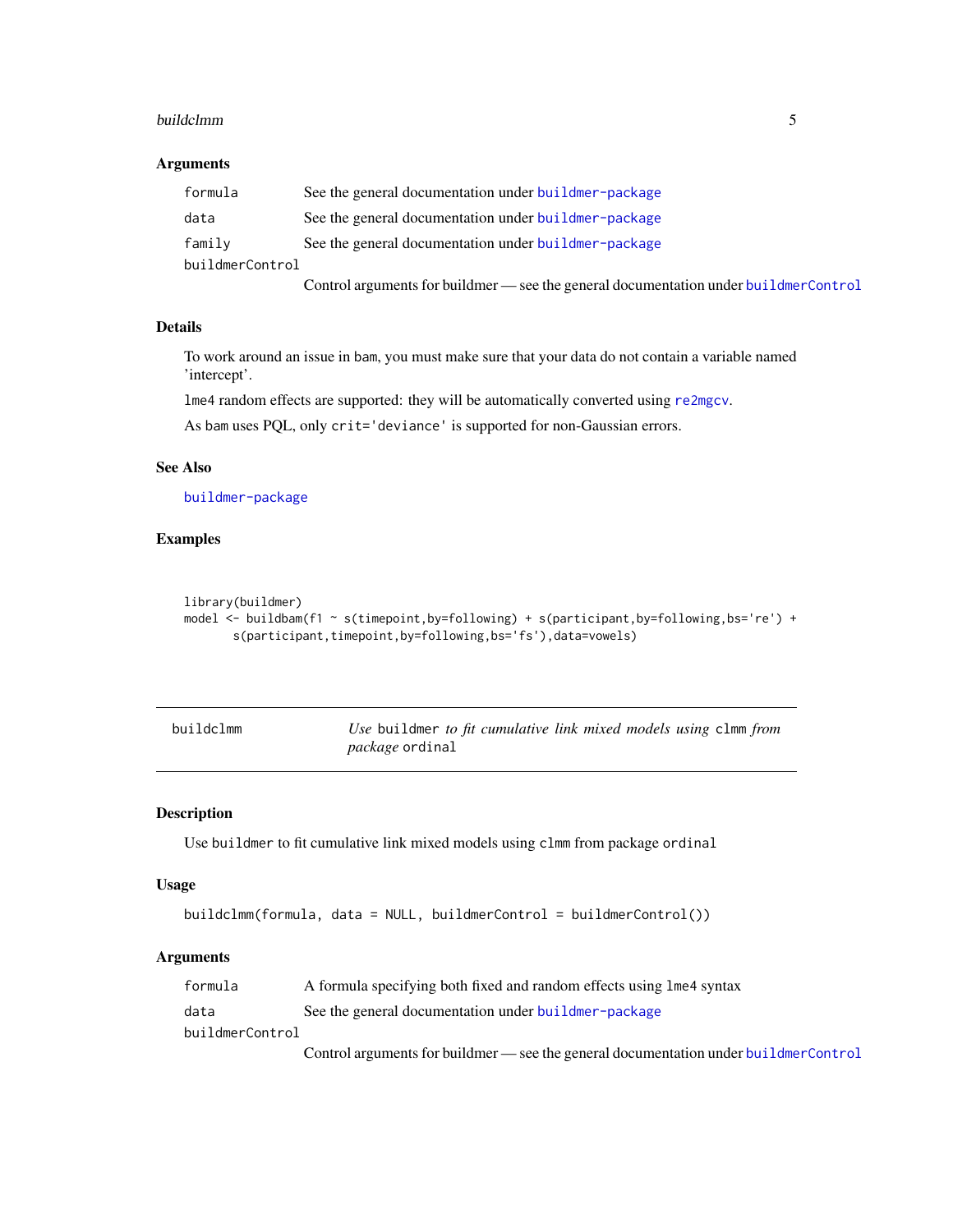### Arguments

- `formula` — See the general documentation under `buildmer-package`
- `data` — See the general documentation under `buildmer-package`
- `family` — See the general documentation under `buildmer-package`
- `buildmerControl` — Control arguments for buildmer — see the general documentation under `buildmerControl`

### Details

To work around an issue in `bam`, you must make sure that your data do not contain a variable named 'intercept'.

`lme4` random effects are supported: they will be automatically converted using `re2mgcv`.

As `bam` uses PQL, only `crit='deviance'` is supported for non-Gaussian errors.

### See Also

`buildmer-package`

### Examples

```
library(buildmer)
model <- buildbam(f1 ~ s(timepoint,by=following) + s(participant,by=following,bs='re') +
        s(participant,timepoint,by=following,bs='fs'),data=vowels)
```

---

## buildclmm — *Use* `buildmer` *to fit cumulative link mixed models using* `clmm` *from package* `ordinal`

### Description

Use `buildmer` to fit cumulative link mixed models using `clmm` from package `ordinal`

### Usage

```
buildclmm(formula, data = NULL, buildmerControl = buildmerControl())
```

### Arguments

- `formula` — A formula specifying both fixed and random effects using `lme4` syntax
- `data` — See the general documentation under `buildmer-package`
- `buildmerControl` — Control arguments for buildmer — see the general documentation under `buildmerControl`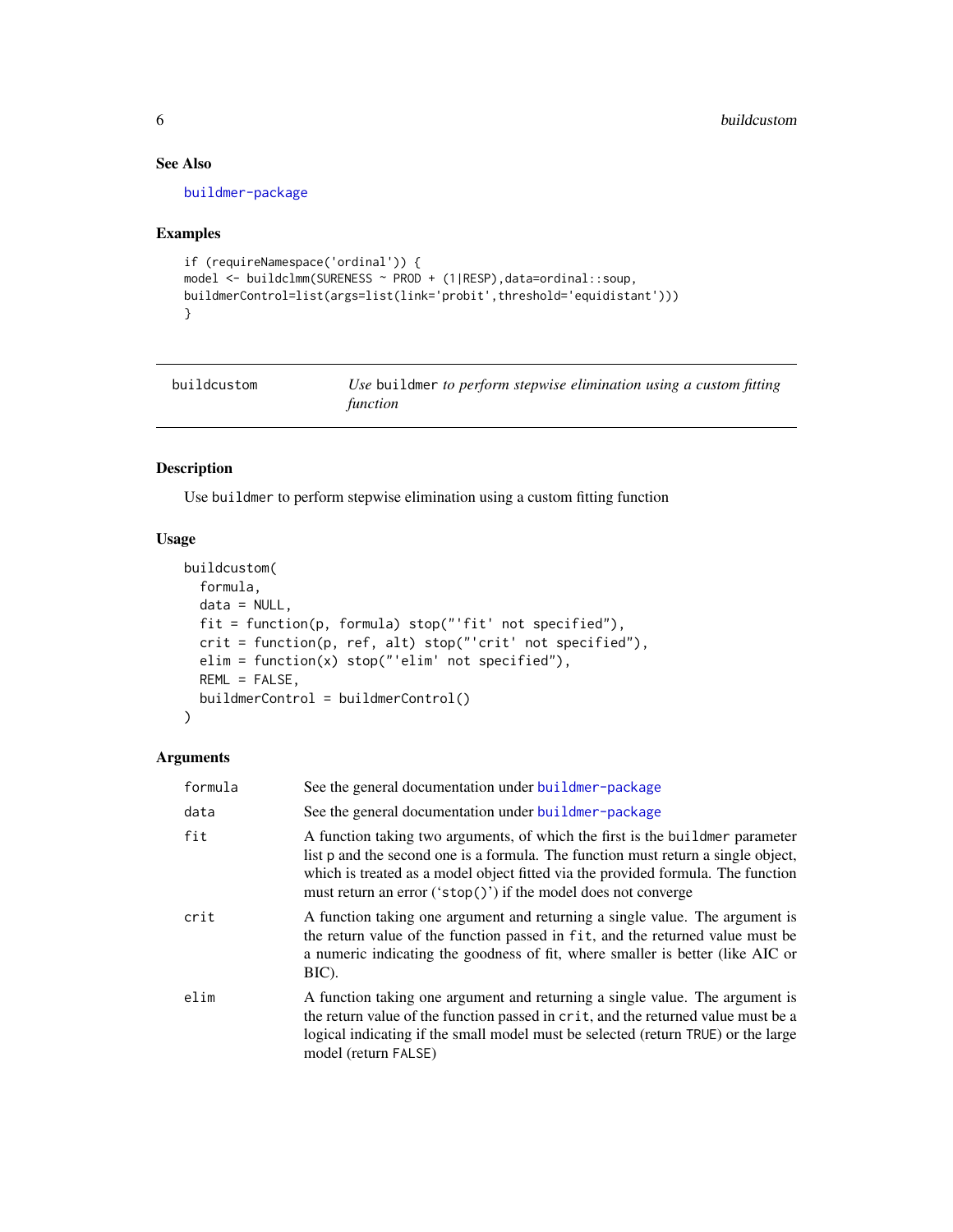## See Also

buildmer-package

## Examples

```
if (requireNamespace('ordinal')) {
model <- buildclmm(SURENESS ~ PROD + (1|RESP),data=ordinal::soup,
buildmerControl=list(args=list(link='probit',threshold='equidistant')))
}
```

---

# buildcustom — *Use* `buildmer` *to perform stepwise elimination using a custom fitting function*

---

## Description

Use `buildmer` to perform stepwise elimination using a custom fitting function

## Usage

```
buildcustom(
  formula,
  data = NULL,
  fit = function(p, formula) stop("'fit' not specified"),
  crit = function(p, ref, alt) stop("'crit' not specified"),
  elim = function(x) stop("'elim' not specified"),
  REML = FALSE,
  buildmerControl = buildmerControl()
)
```

## Arguments

| | |
|---|---|
| `formula` | See the general documentation under buildmer-package |
| `data` | See the general documentation under buildmer-package |
| `fit` | A function taking two arguments, of which the first is the `buildmer` parameter list `p` and the second one is a formula. The function must return a single object, which is treated as a model object fitted via the provided formula. The function must return an error ('`stop()`') if the model does not converge |
| `crit` | A function taking one argument and returning a single value. The argument is the return value of the function passed in `fit`, and the returned value must be a numeric indicating the goodness of fit, where smaller is better (like AIC or BIC). |
| `elim` | A function taking one argument and returning a single value. The argument is the return value of the function passed in `crit`, and the returned value must be a logical indicating if the small model must be selected (return `TRUE`) or the large model (return `FALSE`) |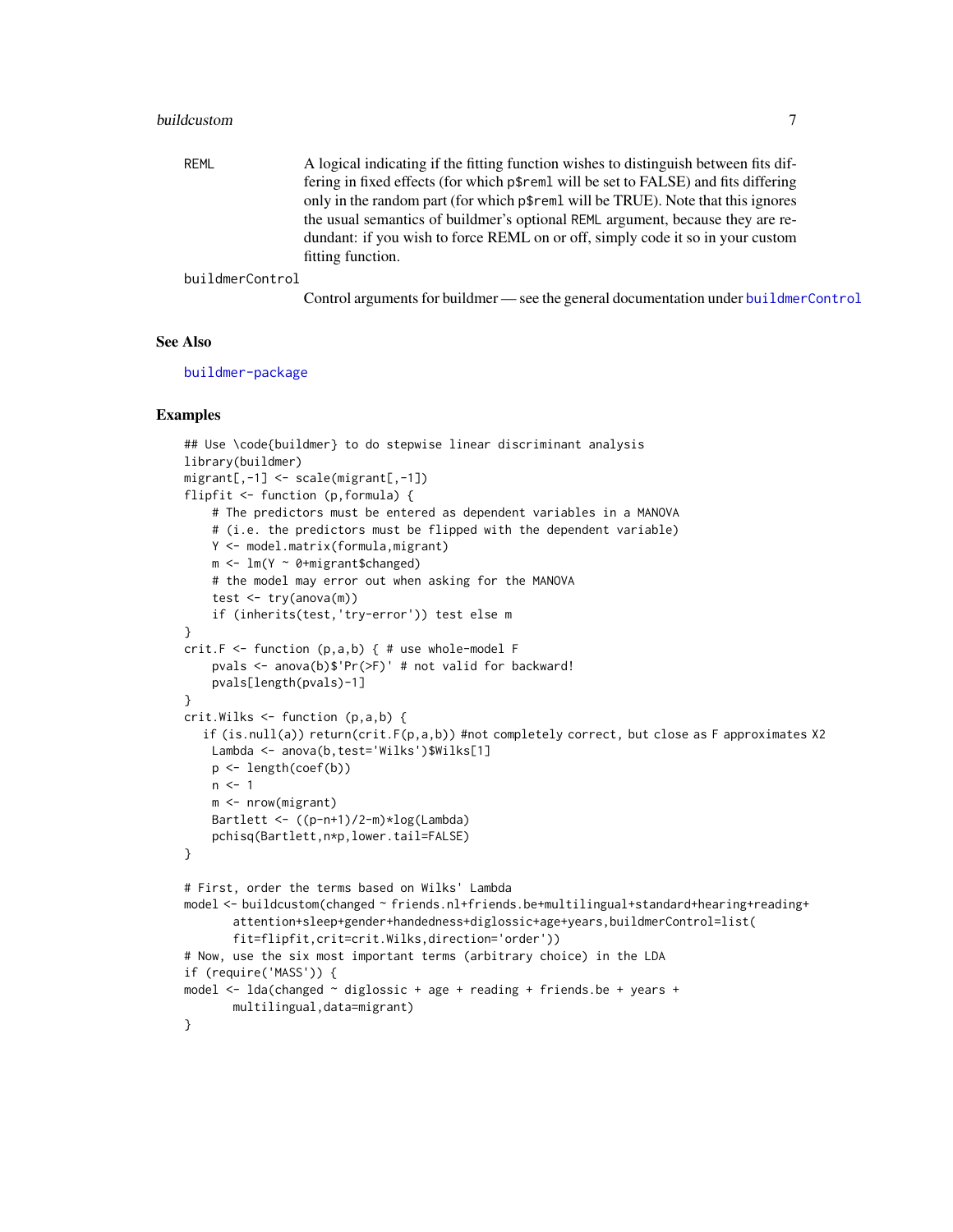REML
: A logical indicating if the fitting function wishes to distinguish between fits differing in fixed effects (for which `p$reml` will be set to FALSE) and fits differing only in the random part (for which `p$reml` will be TRUE). Note that this ignores the usual semantics of buildmer's optional `REML` argument, because they are redundant: if you wish to force REML on or off, simply code it so in your custom fitting function.

buildmerControl
: Control arguments for buildmer — see the general documentation under `buildmerControl`

## See Also

`buildmer-package`

## Examples

```
## Use \code{buildmer} to do stepwise linear discriminant analysis
library(buildmer)
migrant[,-1] <- scale(migrant[,-1])
flipfit <- function (p,formula) {
    # The predictors must be entered as dependent variables in a MANOVA
    # (i.e. the predictors must be flipped with the dependent variable)
    Y <- model.matrix(formula,migrant)
    m <- lm(Y ~ 0+migrant$changed)
    # the model may error out when asking for the MANOVA
    test <- try(anova(m))
    if (inherits(test,'try-error')) test else m
}
crit.F <- function (p,a,b) { # use whole-model F
    pvals <- anova(b)$'Pr(>F)' # not valid for backward!
    pvals[length(pvals)-1]
}
crit.Wilks <- function (p,a,b) {
   if (is.null(a)) return(crit.F(p,a,b)) #not completely correct, but close as F approximates X2
    Lambda <- anova(b,test='Wilks')$Wilks[1]
    p <- length(coef(b))
    n <- 1
    m <- nrow(migrant)
    Bartlett <- ((p-n+1)/2-m)*log(Lambda)
    pchisq(Bartlett,n*p,lower.tail=FALSE)
}

# First, order the terms based on Wilks' Lambda
model <- buildcustom(changed ~ friends.nl+friends.be+multilingual+standard+hearing+reading+
       attention+sleep+gender+handedness+diglossic+age+years,buildmerControl=list(
       fit=flipfit,crit=crit.Wilks,direction='order'))
# Now, use the six most important terms (arbitrary choice) in the LDA
if (require('MASS')) {
model <- lda(changed ~ diglossic + age + reading + friends.be + years +
       multilingual,data=migrant)
}
```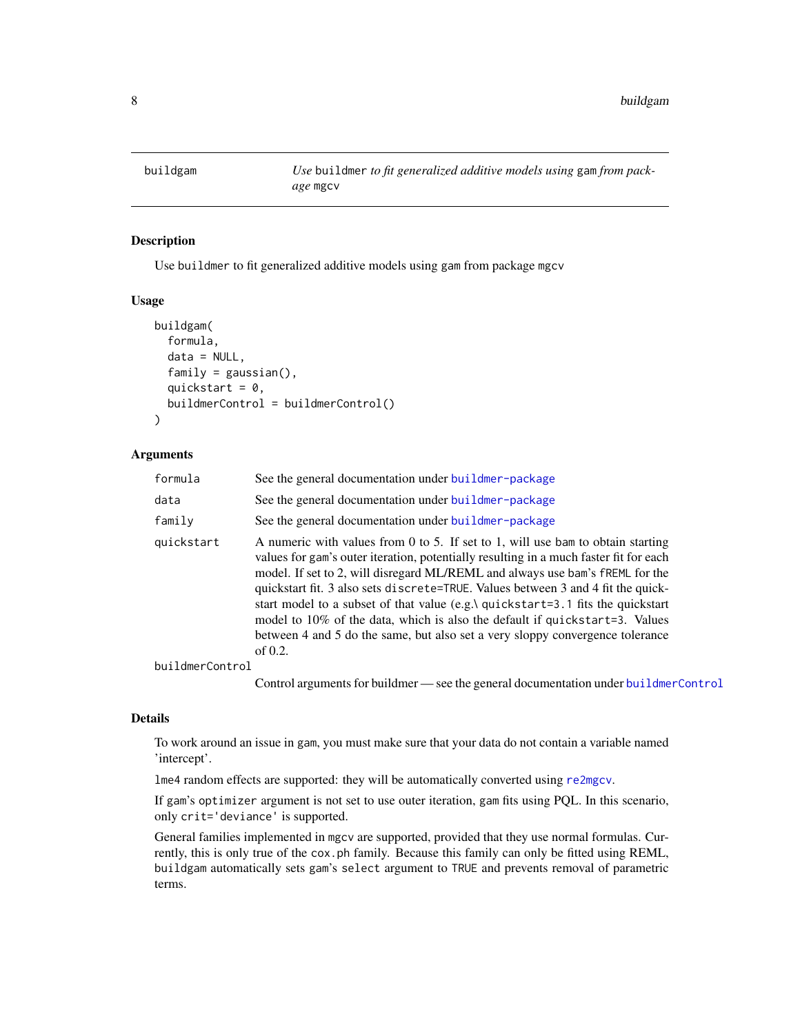buildgam — *Use* `buildmer` *to fit generalized additive models using* `gam` *from package* `mgcv`

## Description

Use `buildmer` to fit generalized additive models using `gam` from package `mgcv`

## Usage

```
buildgam(
  formula,
  data = NULL,
  family = gaussian(),
  quickstart = 0,
  buildmerControl = buildmerControl()
)
```

## Arguments

| Argument | Description |
|---|---|
| `formula` | See the general documentation under `buildmer-package` |
| `data` | See the general documentation under `buildmer-package` |
| `family` | See the general documentation under `buildmer-package` |
| `quickstart` | A numeric with values from 0 to 5. If set to 1, will use `bam` to obtain starting values for `gam`'s outer iteration, potentially resulting in a much faster fit for each model. If set to 2, will disregard ML/REML and always use `bam`'s `fREML` for the quickstart fit. 3 also sets `discrete=TRUE`. Values between 3 and 4 fit the quickstart model to a subset of that value (e.g.\ `quickstart=3.1` fits the quickstart model to 10% of the data, which is also the default if `quickstart=3`. Values between 4 and 5 do the same, but also set a very sloppy convergence tolerance of 0.2. |
| `buildmerControl` | Control arguments for buildmer — see the general documentation under `buildmerControl` |

## Details

To work around an issue in `gam`, you must make sure that your data do not contain a variable named 'intercept'.

`lme4` random effects are supported: they will be automatically converted using `re2mgcv`.

If `gam`'s `optimizer` argument is not set to use outer iteration, `gam` fits using PQL. In this scenario, only `crit='deviance'` is supported.

General families implemented in `mgcv` are supported, provided that they use normal formulas. Currently, this is only true of the `cox.ph` family. Because this family can only be fitted using REML, `buildgam` automatically sets `gam`'s `select` argument to `TRUE` and prevents removal of parametric terms.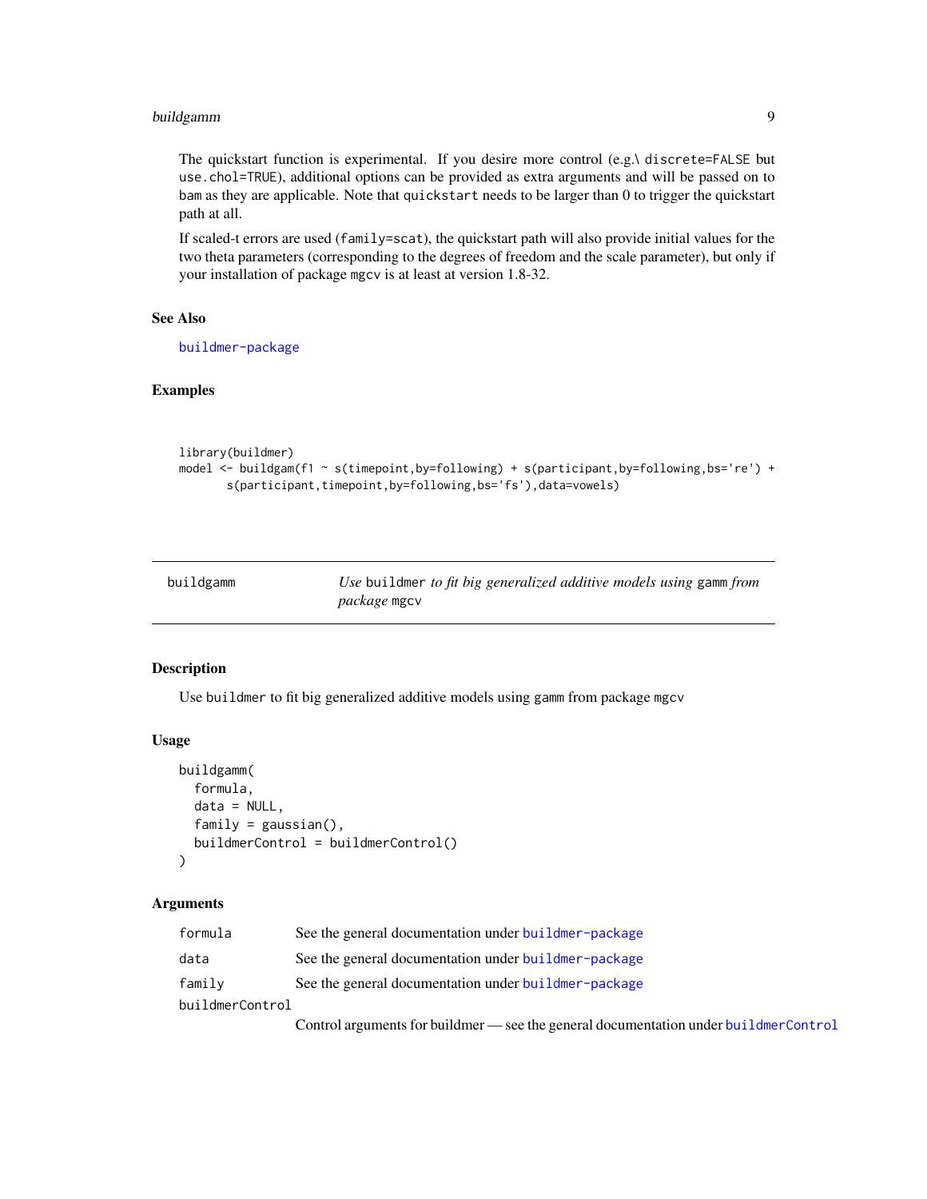The quickstart function is experimental. If you desire more control (e.g.\ discrete=FALSE but use.chol=TRUE), additional options can be provided as extra arguments and will be passed on to bam as they are applicable. Note that quickstart needs to be larger than 0 to trigger the quickstart path at all.

If scaled-t errors are used (family=scat), the quickstart path will also provide initial values for the two theta parameters (corresponding to the degrees of freedom and the scale parameter), but only if your installation of package mgcv is at least at version 1.8-32.

### See Also

buildmer-package

### Examples

```
library(buildmer)
model <- buildgam(f1 ~ s(timepoint,by=following) + s(participant,by=following,bs='re') +
       s(participant,timepoint,by=following,bs='fs'),data=vowels)
```

---

## buildgamm

*Use* buildmer *to fit big generalized additive models using* gamm *from package* mgcv

### Description

Use buildmer to fit big generalized additive models using gamm from package mgcv

### Usage

```
buildgamm(
  formula,
  data = NULL,
  family = gaussian(),
  buildmerControl = buildmerControl()
)
```

### Arguments

| | |
|---|---|
| formula | See the general documentation under buildmer-package |
| data | See the general documentation under buildmer-package |
| family | See the general documentation under buildmer-package |
| buildmerControl | Control arguments for buildmer — see the general documentation under buildmerControl |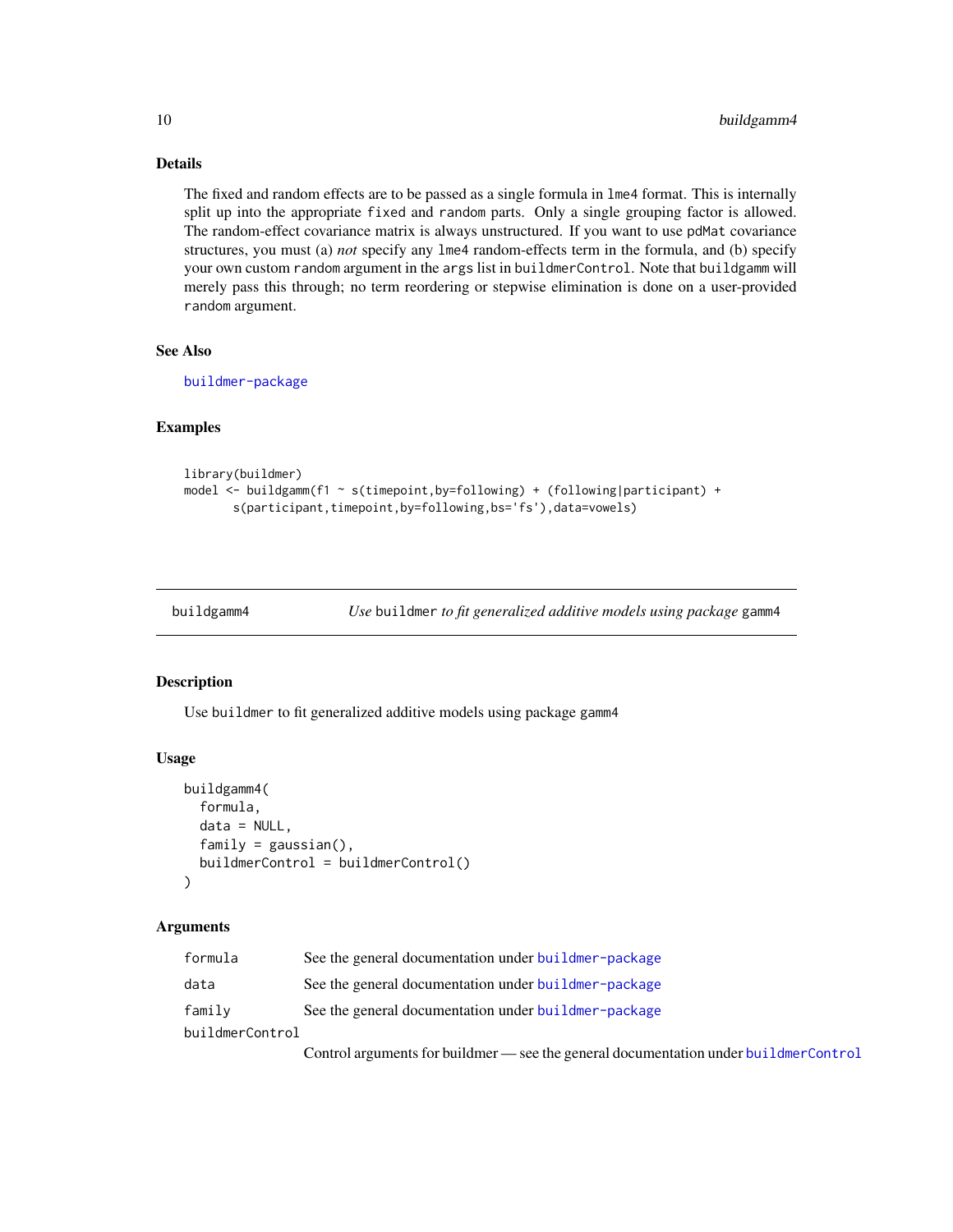### Details

The fixed and random effects are to be passed as a single formula in `lme4` format. This is internally split up into the appropriate `fixed` and `random` parts. Only a single grouping factor is allowed. The random-effect covariance matrix is always unstructured. If you want to use `pdMat` covariance structures, you must (a) *not* specify any `lme4` random-effects term in the formula, and (b) specify your own custom `random` argument in the `args` list in `buildmerControl`. Note that `buildgamm` will merely pass this through; no term reordering or stepwise elimination is done on a user-provided `random` argument.

### See Also

buildmer-package

### Examples

```
library(buildmer)
model <- buildgamm(f1 ~ s(timepoint,by=following) + (following|participant) +
       s(participant,timepoint,by=following,bs='fs'),data=vowels)
```

---

## buildgamm4 — *Use* `buildmer` *to fit generalized additive models using package* `gamm4`

### Description

Use `buildmer` to fit generalized additive models using package `gamm4`

### Usage

```
buildgamm4(
  formula,
  data = NULL,
  family = gaussian(),
  buildmerControl = buildmerControl()
)
```

### Arguments

| Argument | Description |
|---|---|
| `formula` | See the general documentation under buildmer-package |
| `data` | See the general documentation under buildmer-package |
| `family` | See the general documentation under buildmer-package |
| `buildmerControl` | Control arguments for buildmer — see the general documentation under buildmerControl |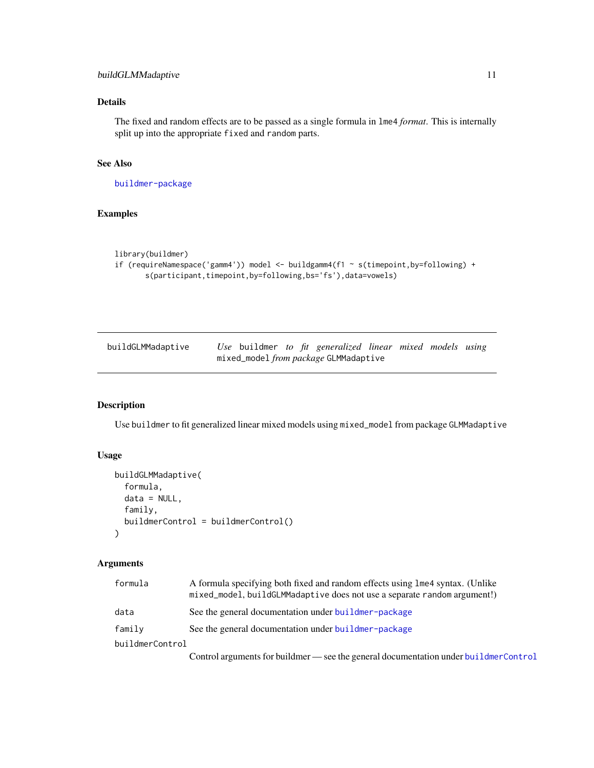### Details

The fixed and random effects are to be passed as a single formula in `lme4` *format*. This is internally split up into the appropriate `fixed` and `random` parts.

### See Also

buildmer-package

### Examples

```
library(buildmer)
if (requireNamespace('gamm4')) model <- buildgamm4(f1 ~ s(timepoint,by=following) +
       s(participant,timepoint,by=following,bs='fs'),data=vowels)
```

---

## buildGLMMadaptive — *Use* `buildmer` *to fit generalized linear mixed models using* `mixed_model` *from package* `GLMMadaptive`

### Description

Use `buildmer` to fit generalized linear mixed models using `mixed_model` from package `GLMMadaptive`

### Usage

```
buildGLMMadaptive(
  formula,
  data = NULL,
  family,
  buildmerControl = buildmerControl()
)
```

### Arguments

| | |
|---|---|
| `formula` | A formula specifying both fixed and random effects using `lme4` syntax. (Unlike `mixed_model`, `buildGLMMadaptive` does not use a separate `random` argument!) |
| `data` | See the general documentation under buildmer-package |
| `family` | See the general documentation under buildmer-package |
| `buildmerControl` | Control arguments for buildmer — see the general documentation under buildmerControl |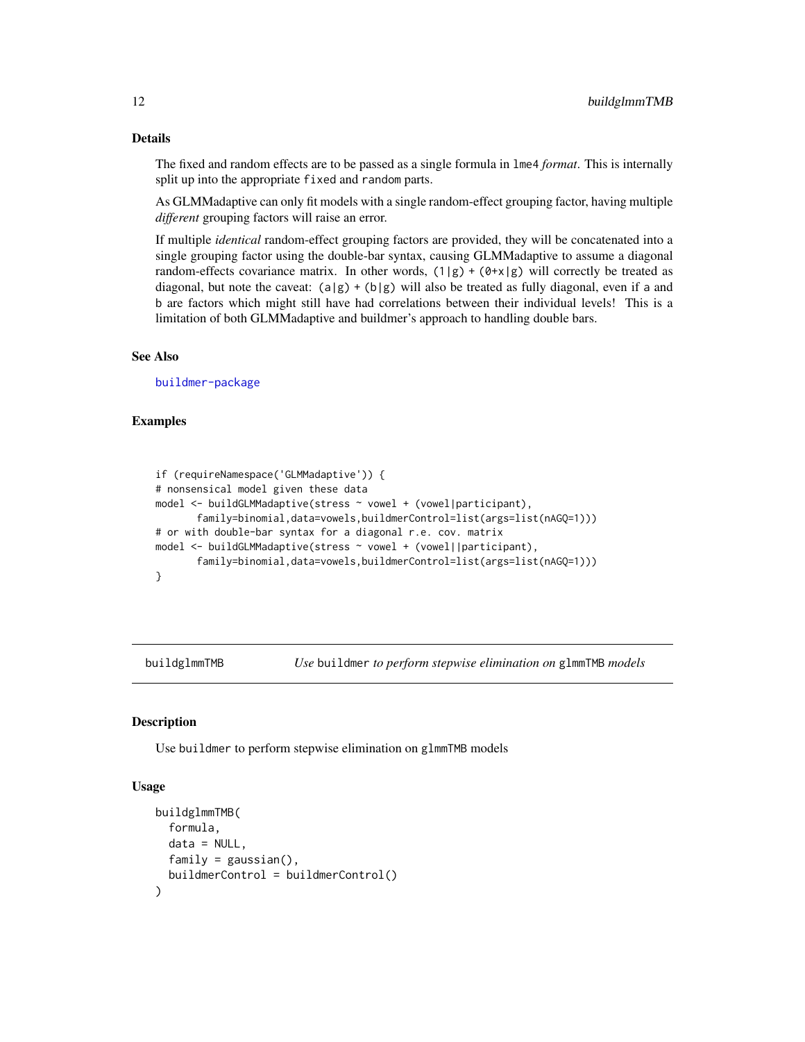### Details

The fixed and random effects are to be passed as a single formula in `lme4` *format*. This is internally split up into the appropriate `fixed` and `random` parts.

As GLMMadaptive can only fit models with a single random-effect grouping factor, having multiple *different* grouping factors will raise an error.

If multiple *identical* random-effect grouping factors are provided, they will be concatenated into a single grouping factor using the double-bar syntax, causing GLMMadaptive to assume a diagonal random-effects covariance matrix. In other words, `(1|g) + (0+x|g)` will correctly be treated as diagonal, but note the caveat: `(a|g) + (b|g)` will also be treated as fully diagonal, even if `a` and `b` are factors which might still have had correlations between their individual levels! This is a limitation of both GLMMadaptive and buildmer's approach to handling double bars.

### See Also

buildmer-package

### Examples

```
if (requireNamespace('GLMMadaptive')) {
# nonsensical model given these data
model <- buildGLMMadaptive(stress ~ vowel + (vowel|participant),
       family=binomial,data=vowels,buildmerControl=list(args=list(nAGQ=1)))
# or with double-bar syntax for a diagonal r.e. cov. matrix
model <- buildGLMMadaptive(stress ~ vowel + (vowel||participant),
       family=binomial,data=vowels,buildmerControl=list(args=list(nAGQ=1)))
}
```

---

## buildglmmTMB — *Use* `buildmer` *to perform stepwise elimination on* `glmmTMB` *models*

### Description

Use `buildmer` to perform stepwise elimination on `glmmTMB` models

### Usage

```
buildglmmTMB(
  formula,
  data = NULL,
  family = gaussian(),
  buildmerControl = buildmerControl()
)
```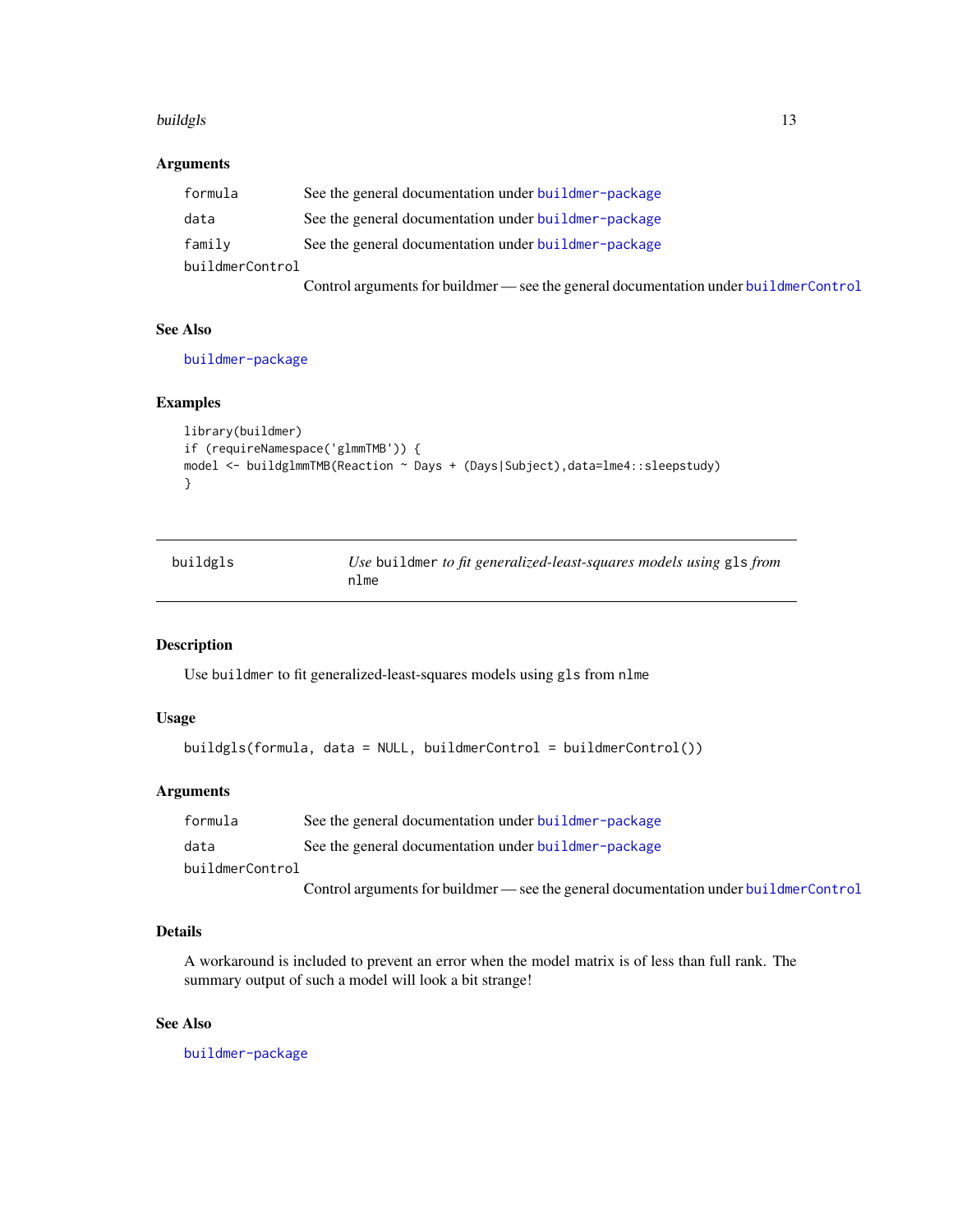### Arguments

| | |
|---|---|
| `formula` | See the general documentation under `buildmer-package` |
| `data` | See the general documentation under `buildmer-package` |
| `family` | See the general documentation under `buildmer-package` |
| `buildmerControl` | Control arguments for buildmer — see the general documentation under `buildmerControl` |

### See Also

`buildmer-package`

### Examples

```
library(buildmer)
if (requireNamespace('glmmTMB')) {
model <- buildglmmTMB(Reaction ~ Days + (Days|Subject),data=lme4::sleepstudy)
}
```

---

## buildgls — *Use* `buildmer` *to fit generalized-least-squares models using* `gls` *from* `nlme`

---

### Description

Use `buildmer` to fit generalized-least-squares models using `gls` from `nlme`

### Usage

```
buildgls(formula, data = NULL, buildmerControl = buildmerControl())
```

### Arguments

| | |
|---|---|
| `formula` | See the general documentation under `buildmer-package` |
| `data` | See the general documentation under `buildmer-package` |
| `buildmerControl` | Control arguments for buildmer — see the general documentation under `buildmerControl` |

### Details

A workaround is included to prevent an error when the model matrix is of less than full rank. The summary output of such a model will look a bit strange!

### See Also

`buildmer-package`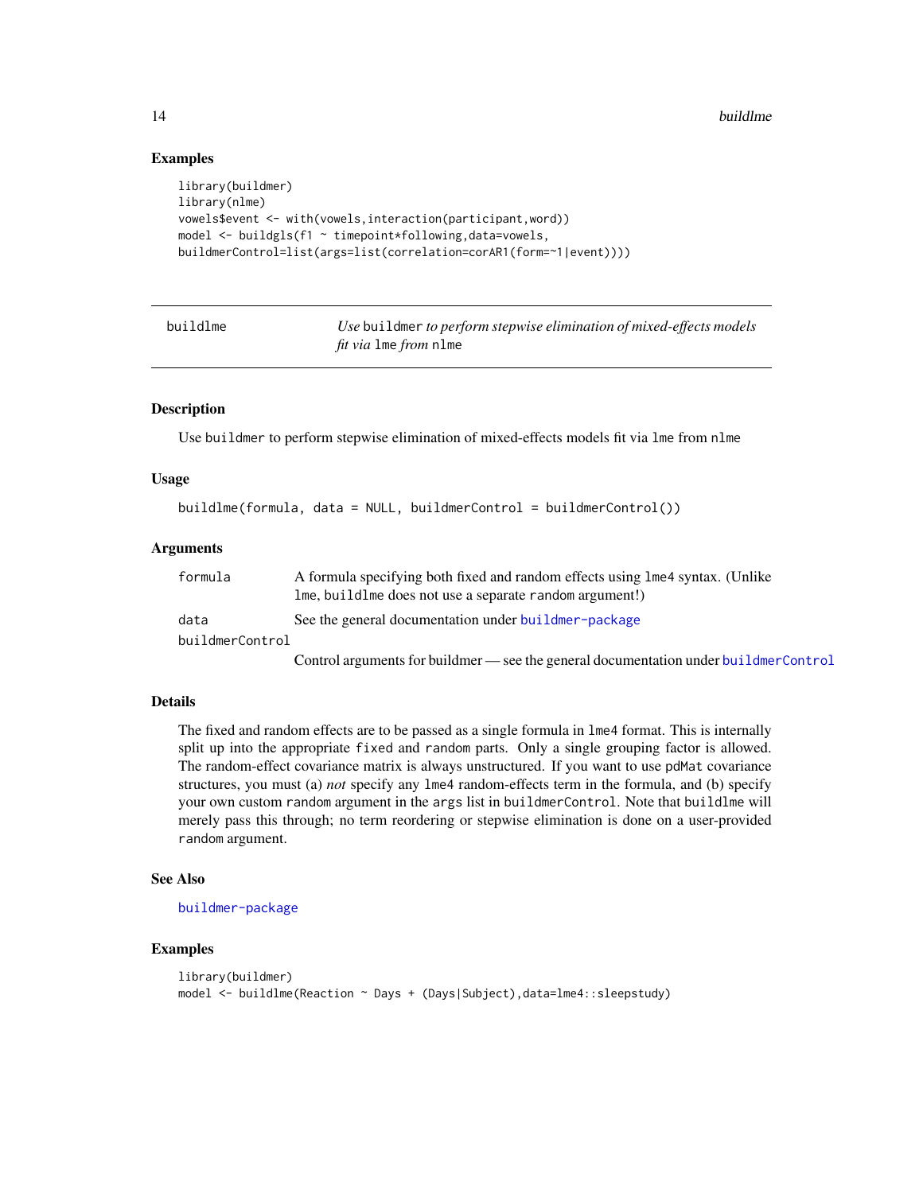## Examples

```
library(buildmer)
library(nlme)
vowels$event <- with(vowels,interaction(participant,word))
model <- buildgls(f1 ~ timepoint*following,data=vowels,
buildmerControl=list(args=list(correlation=corAR1(form=~1|event))))
```

---

# buildlme — *Use* `buildmer` *to perform stepwise elimination of mixed-effects models fit via* `lme` *from* `nlme`

## Description

Use `buildmer` to perform stepwise elimination of mixed-effects models fit via `lme` from `nlme`

## Usage

```
buildlme(formula, data = NULL, buildmerControl = buildmerControl())
```

## Arguments

| | |
|---|---|
| `formula` | A formula specifying both fixed and random effects using `lme4` syntax. (Unlike `lme`, `buildlme` does not use a separate `random` argument!) |
| `data` | See the general documentation under `buildmer-package` |
| `buildmerControl` | Control arguments for buildmer — see the general documentation under `buildmerControl` |

## Details

The fixed and random effects are to be passed as a single formula in `lme4` format. This is internally split up into the appropriate `fixed` and `random` parts. Only a single grouping factor is allowed. The random-effect covariance matrix is always unstructured. If you want to use `pdMat` covariance structures, you must (a) *not* specify any `lme4` random-effects term in the formula, and (b) specify your own custom `random` argument in the `args` list in `buildmerControl`. Note that `buildlme` will merely pass this through; no term reordering or stepwise elimination is done on a user-provided `random` argument.

## See Also

`buildmer-package`

## Examples

```
library(buildmer)
model <- buildlme(Reaction ~ Days + (Days|Subject),data=lme4::sleepstudy)
```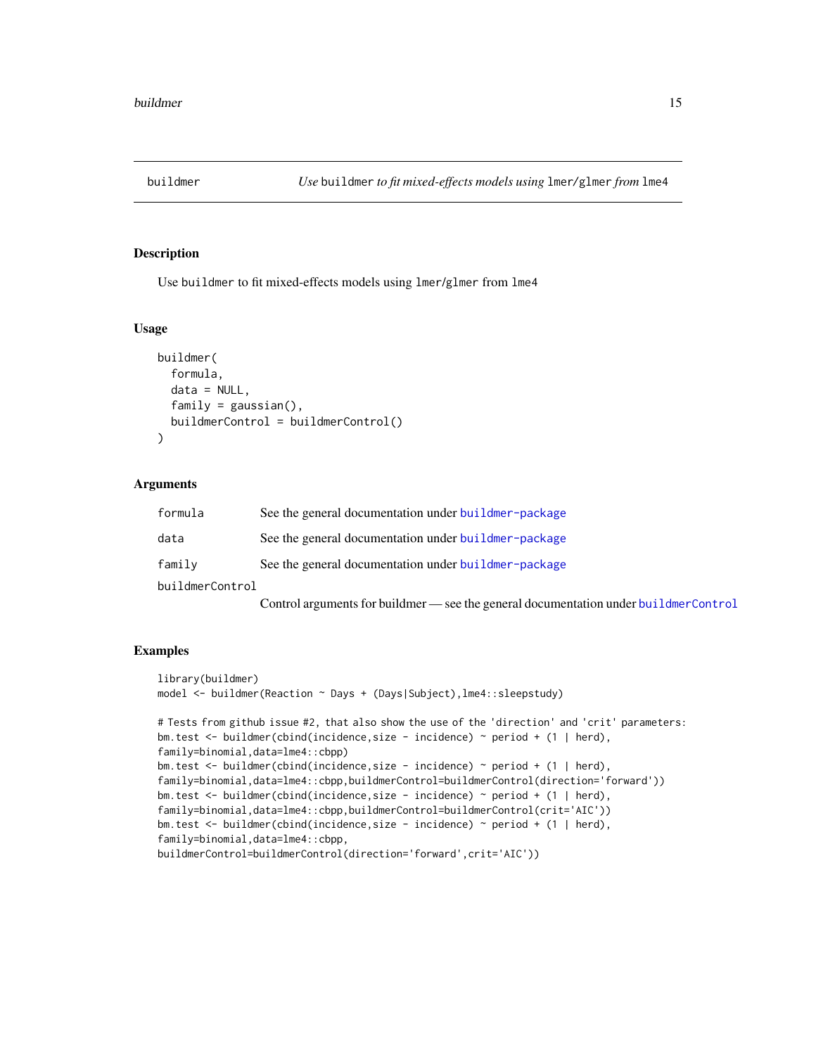## buildmer — *Use* `buildmer` *to fit mixed-effects models using* `lmer`/`glmer` *from* `lme4`

### Description

Use `buildmer` to fit mixed-effects models using `lmer`/`glmer` from `lme4`

### Usage

```
buildmer(
  formula,
  data = NULL,
  family = gaussian(),
  buildmerControl = buildmerControl()
)
```

### Arguments

| | |
|---|---|
| `formula` | See the general documentation under `buildmer-package` |
| `data` | See the general documentation under `buildmer-package` |
| `family` | See the general documentation under `buildmer-package` |
| `buildmerControl` | Control arguments for buildmer — see the general documentation under `buildmerControl` |

### Examples

```
library(buildmer)
model <- buildmer(Reaction ~ Days + (Days|Subject),lme4::sleepstudy)

# Tests from github issue #2, that also show the use of the 'direction' and 'crit' parameters:
bm.test <- buildmer(cbind(incidence,size - incidence) ~ period + (1 | herd),
family=binomial,data=lme4::cbpp)
bm.test <- buildmer(cbind(incidence,size - incidence) ~ period + (1 | herd),
family=binomial,data=lme4::cbpp,buildmerControl=buildmerControl(direction='forward'))
bm.test <- buildmer(cbind(incidence,size - incidence) ~ period + (1 | herd),
family=binomial,data=lme4::cbpp,buildmerControl=buildmerControl(crit='AIC'))
bm.test <- buildmer(cbind(incidence,size - incidence) ~ period + (1 | herd),
family=binomial,data=lme4::cbpp,
buildmerControl=buildmerControl(direction='forward',crit='AIC'))
```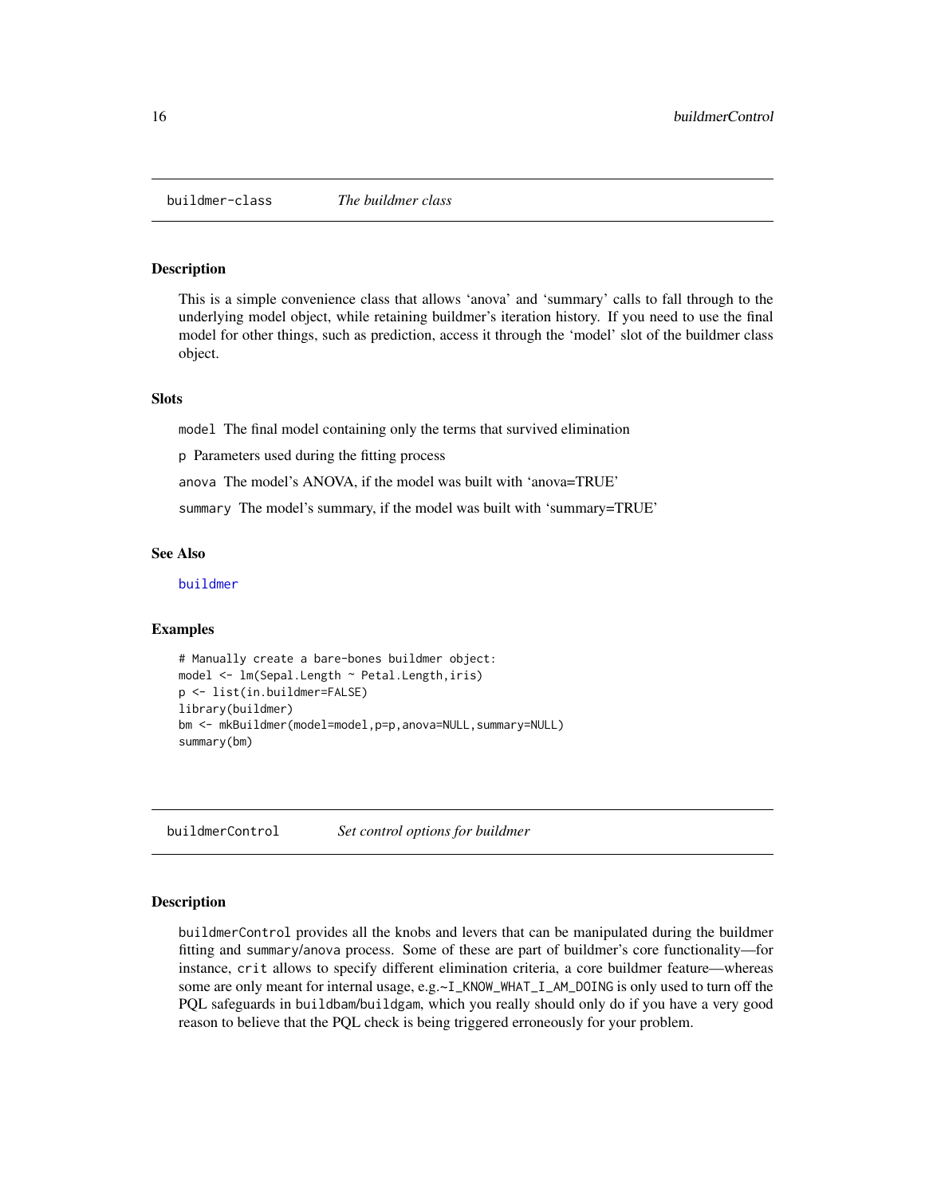## buildmer-class *The buildmer class*

### Description

This is a simple convenience class that allows 'anova' and 'summary' calls to fall through to the underlying model object, while retaining buildmer's iteration history. If you need to use the final model for other things, such as prediction, access it through the 'model' slot of the buildmer class object.

### Slots

`model` The final model containing only the terms that survived elimination

`p` Parameters used during the fitting process

`anova` The model's ANOVA, if the model was built with 'anova=TRUE'

`summary` The model's summary, if the model was built with 'summary=TRUE'

### See Also

buildmer

### Examples

```
# Manually create a bare-bones buildmer object:
model <- lm(Sepal.Length ~ Petal.Length,iris)
p <- list(in.buildmer=FALSE)
library(buildmer)
bm <- mkBuildmer(model=model,p=p,anova=NULL,summary=NULL)
summary(bm)
```

## buildmerControl *Set control options for buildmer*

### Description

`buildmerControl` provides all the knobs and levers that can be manipulated during the buildmer fitting and `summary`/`anova` process. Some of these are part of buildmer's core functionality—for instance, `crit` allows to specify different elimination criteria, a core buildmer feature—whereas some are only meant for internal usage, e.g.~`I_KNOW_WHAT_I_AM_DOING` is only used to turn off the PQL safeguards in `buildbam`/`buildgam`, which you really should only do if you have a very good reason to believe that the PQL check is being triggered erroneously for your problem.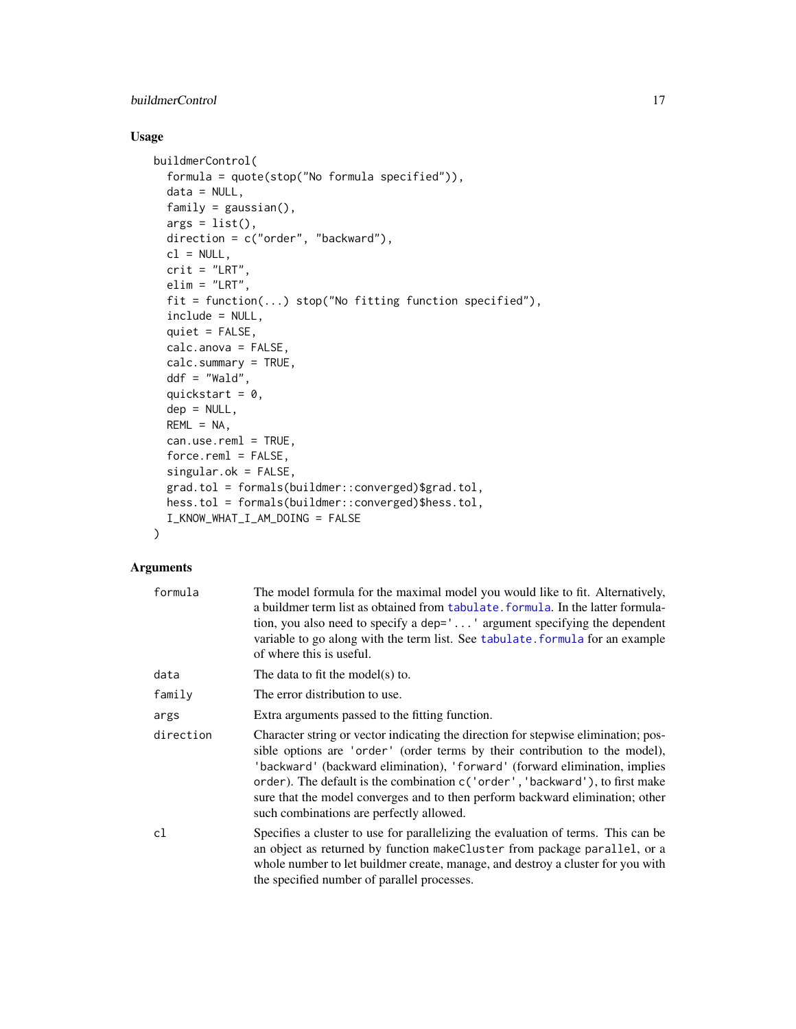## Usage

```
buildmerControl(
  formula = quote(stop("No formula specified")),
  data = NULL,
  family = gaussian(),
  args = list(),
  direction = c("order", "backward"),
  cl = NULL,
  crit = "LRT",
  elim = "LRT",
  fit = function(...) stop("No fitting function specified"),
  include = NULL,
  quiet = FALSE,
  calc.anova = FALSE,
  calc.summary = TRUE,
  ddf = "Wald",
  quickstart = 0,
  dep = NULL,
  REML = NA,
  can.use.reml = TRUE,
  force.reml = FALSE,
  singular.ok = FALSE,
  grad.tol = formals(buildmer::converged)$grad.tol,
  hess.tol = formals(buildmer::converged)$hess.tol,
  I_KNOW_WHAT_I_AM_DOING = FALSE
)
```

## Arguments

| | |
|---|---|
| `formula` | The model formula for the maximal model you would like to fit. Alternatively, a buildmer term list as obtained from `tabulate.formula`. In the latter formulation, you also need to specify a `dep='...'` argument specifying the dependent variable to go along with the term list. See `tabulate.formula` for an example of where this is useful. |
| `data` | The data to fit the model(s) to. |
| `family` | The error distribution to use. |
| `args` | Extra arguments passed to the fitting function. |
| `direction` | Character string or vector indicating the direction for stepwise elimination; possible options are `'order'` (order terms by their contribution to the model), `'backward'` (backward elimination), `'forward'` (forward elimination, implies `order`). The default is the combination `c('order','backward')`, to first make sure that the model converges and to then perform backward elimination; other such combinations are perfectly allowed. |
| `cl` | Specifies a cluster to use for parallelizing the evaluation of terms. This can be an object as returned by function `makeCluster` from package `parallel`, or a whole number to let buildmer create, manage, and destroy a cluster for you with the specified number of parallel processes. |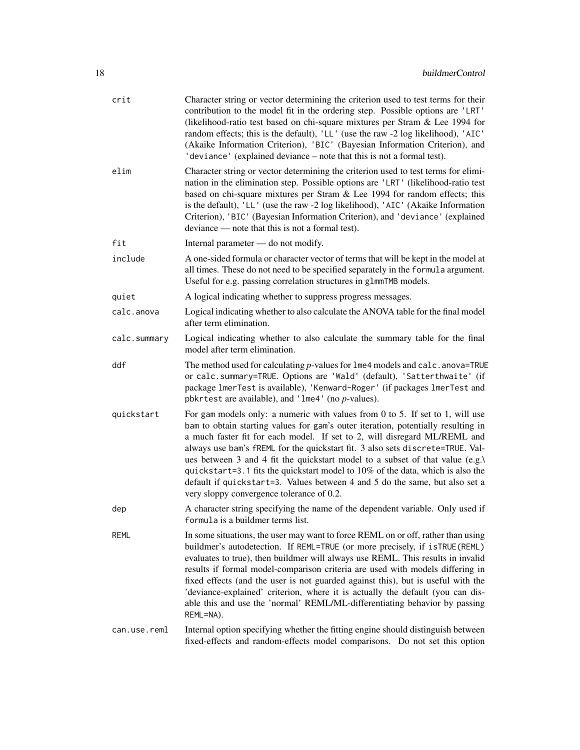| | |
|---|---|
| `crit` | Character string or vector determining the criterion used to test terms for their contribution to the model fit in the ordering step. Possible options are `'LRT'` (likelihood-ratio test based on chi-square mixtures per Stram & Lee 1994 for random effects; this is the default), `'LL'` (use the raw -2 log likelihood), `'AIC'` (Akaike Information Criterion), `'BIC'` (Bayesian Information Criterion), and `'deviance'` (explained deviance – note that this is not a formal test). |
| `elim` | Character string or vector determining the criterion used to test terms for elimination in the elimination step. Possible options are `'LRT'` (likelihood-ratio test based on chi-square mixtures per Stram & Lee 1994 for random effects; this is the default), `'LL'` (use the raw -2 log likelihood), `'AIC'` (Akaike Information Criterion), `'BIC'` (Bayesian Information Criterion), and `'deviance'` (explained deviance — note that this is not a formal test). |
| `fit` | Internal parameter — do not modify. |
| `include` | A one-sided formula or character vector of terms that will be kept in the model at all times. These do not need to be specified separately in the `formula` argument. Useful for e.g. passing correlation structures in `glmmTMB` models. |
| `quiet` | A logical indicating whether to suppress progress messages. |
| `calc.anova` | Logical indicating whether to also calculate the ANOVA table for the final model after term elimination. |
| `calc.summary` | Logical indicating whether to also calculate the summary table for the final model after term elimination. |
| `ddf` | The method used for calculating *p*-values for `lme4` models and `calc.anova=TRUE` or `calc.summary=TRUE`. Options are `'Wald'` (default), `'Satterthwaite'` (if package `lmerTest` is available), `'Kenward-Roger'` (if packages `lmerTest` and `pbkrtest` are available), and `'lme4'` (no *p*-values). |
| `quickstart` | For `gam` models only: a numeric with values from 0 to 5. If set to 1, will use `bam` to obtain starting values for `gam`'s outer iteration, potentially resulting in a much faster fit for each model. If set to 2, will disregard ML/REML and always use `bam`'s `fREML` for the quickstart fit. 3 also sets `discrete=TRUE`. Values between 3 and 4 fit the quickstart model to a subset of that value (e.g.\ `quickstart=3.1` fits the quickstart model to 10% of the data, which is also the default if `quickstart=3`. Values between 4 and 5 do the same, but also set a very sloppy convergence tolerance of 0.2. |
| `dep` | A character string specifying the name of the dependent variable. Only used if `formula` is a buildmer terms list. |
| `REML` | In some situations, the user may want to force REML on or off, rather than using buildmer's autodetection. If `REML=TRUE` (or more precisely, if `isTRUE(REML)` evaluates to true), then buildmer will always use REML. This results in invalid results if formal model-comparison criteria are used with models differing in fixed effects (and the user is not guarded against this), but is useful with the 'deviance-explained' criterion, where it is actually the default (you can disable this and use the 'normal' REML/ML-differentiating behavior by passing `REML=NA`). |
| `can.use.reml` | Internal option specifying whether the fitting engine should distinguish between fixed-effects and random-effects model comparisons. Do not set this option |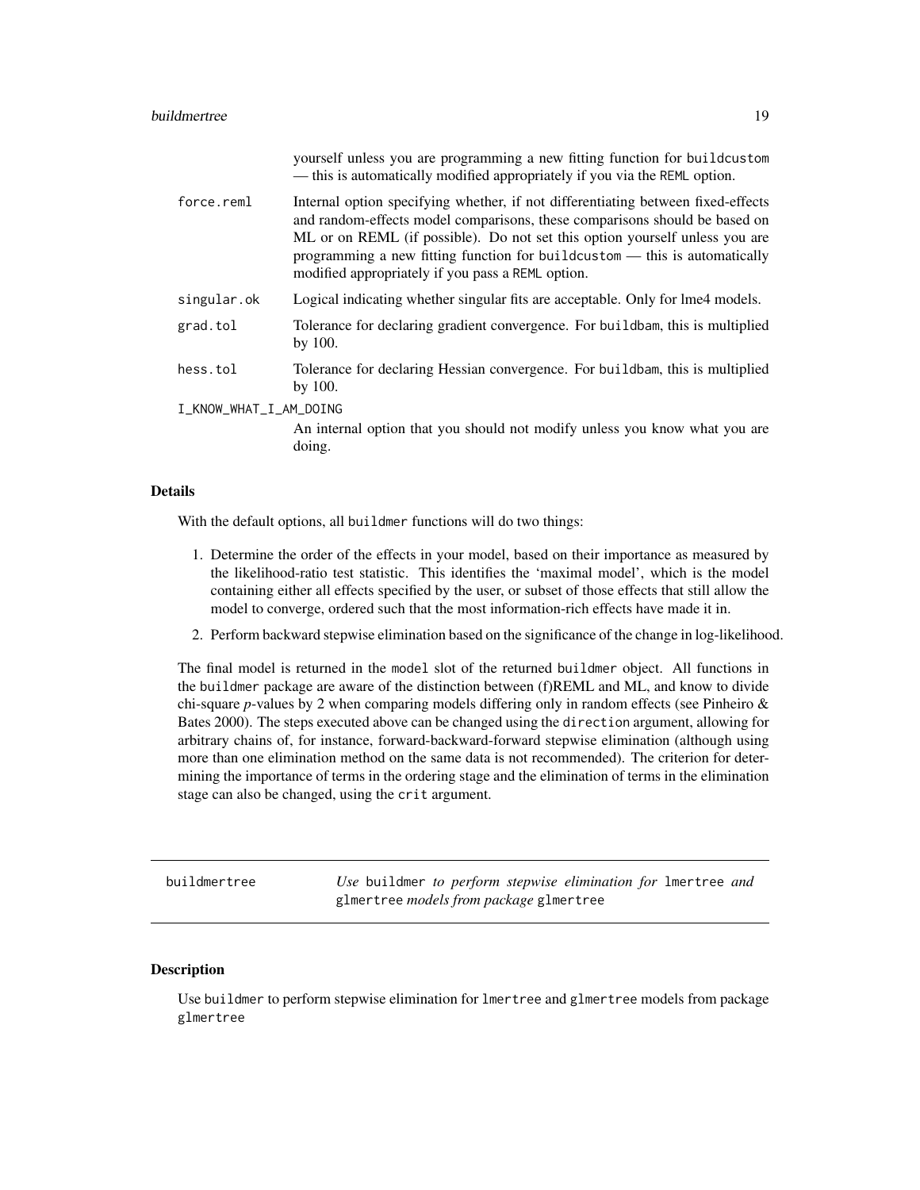yourself unless you are programming a new fitting function for `buildcustom` — this is automatically modified appropriately if you via the `REML` option.

`force.reml` Internal option specifying whether, if not differentiating between fixed-effects and random-effects model comparisons, these comparisons should be based on ML or on REML (if possible). Do not set this option yourself unless you are programming a new fitting function for `buildcustom` — this is automatically modified appropriately if you pass a `REML` option.

`singular.ok` Logical indicating whether singular fits are acceptable. Only for lme4 models.

`grad.tol` Tolerance for declaring gradient convergence. For `buildbam`, this is multiplied by 100.

`hess.tol` Tolerance for declaring Hessian convergence. For `buildbam`, this is multiplied by 100.

`I_KNOW_WHAT_I_AM_DOING` An internal option that you should not modify unless you know what you are doing.

### Details

With the default options, all `buildmer` functions will do two things:

1. Determine the order of the effects in your model, based on their importance as measured by the likelihood-ratio test statistic. This identifies the 'maximal model', which is the model containing either all effects specified by the user, or subset of those effects that still allow the model to converge, ordered such that the most information-rich effects have made it in.
2. Perform backward stepwise elimination based on the significance of the change in log-likelihood.

The final model is returned in the `model` slot of the returned `buildmer` object. All functions in the `buildmer` package are aware of the distinction between (f)REML and ML, and know to divide chi-square *p*-values by 2 when comparing models differing only in random effects (see Pinheiro & Bates 2000). The steps executed above can be changed using the `direction` argument, allowing for arbitrary chains of, for instance, forward-backward-forward stepwise elimination (although using more than one elimination method on the same data is not recommended). The criterion for determining the importance of terms in the ordering stage and the elimination of terms in the elimination stage can also be changed, using the `crit` argument.

---

## buildmertree — *Use* `buildmer` *to perform stepwise elimination for* `lmertree` *and* `glmertree` *models from package* `glmertree`

---

### Description

Use `buildmer` to perform stepwise elimination for `lmertree` and `glmertree` models from package `glmertree`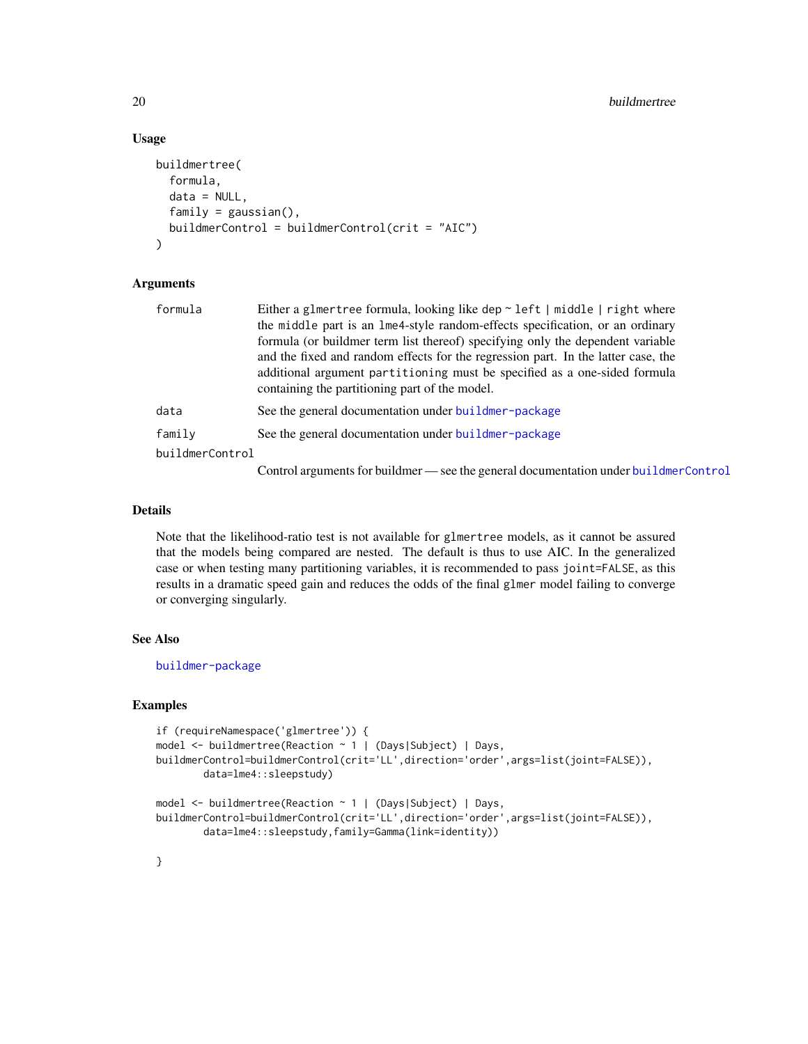### Usage

```
buildmertree(
  formula,
  data = NULL,
  family = gaussian(),
  buildmerControl = buildmerControl(crit = "AIC")
)
```

### Arguments

| | |
|---|---|
| `formula` | Either a `glmertree` formula, looking like `dep ~ left | middle | right` where the `middle` part is an `lme4`-style random-effects specification, or an ordinary formula (or buildmer term list thereof) specifying only the dependent variable and the fixed and random effects for the regression part. In the latter case, the additional argument `partitioning` must be specified as a one-sided formula containing the partitioning part of the model. |
| `data` | See the general documentation under `buildmer-package` |
| `family` | See the general documentation under `buildmer-package` |
| `buildmerControl` | Control arguments for buildmer — see the general documentation under `buildmerControl` |

### Details

Note that the likelihood-ratio test is not available for `glmertree` models, as it cannot be assured that the models being compared are nested. The default is thus to use AIC. In the generalized case or when testing many partitioning variables, it is recommended to pass `joint=FALSE`, as this results in a dramatic speed gain and reduces the odds of the final `glmer` model failing to converge or converging singularly.

### See Also

`buildmer-package`

### Examples

```
if (requireNamespace('glmertree')) {
model <- buildmertree(Reaction ~ 1 | (Days|Subject) | Days,
buildmerControl=buildmerControl(crit='LL',direction='order',args=list(joint=FALSE)),
        data=lme4::sleepstudy)

model <- buildmertree(Reaction ~ 1 | (Days|Subject) | Days,
buildmerControl=buildmerControl(crit='LL',direction='order',args=list(joint=FALSE)),
        data=lme4::sleepstudy,family=Gamma(link=identity))

}
```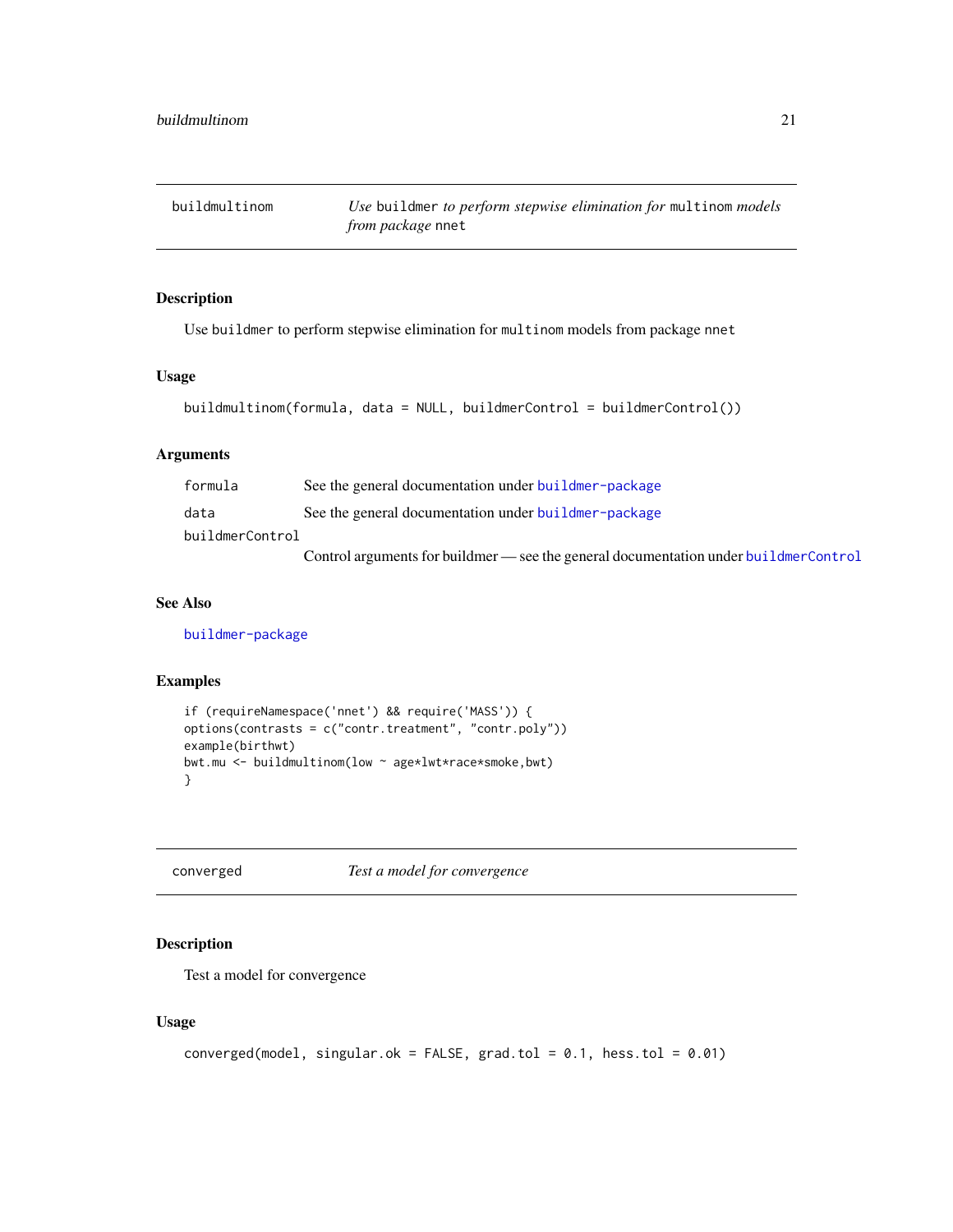## buildmultinom — *Use* `buildmer` *to perform stepwise elimination for* `multinom` *models from package* `nnet`

### Description

Use `buildmer` to perform stepwise elimination for `multinom` models from package `nnet`

### Usage

```
buildmultinom(formula, data = NULL, buildmerControl = buildmerControl())
```

### Arguments

| | |
|---|---|
| `formula` | See the general documentation under `buildmer-package` |
| `data` | See the general documentation under `buildmer-package` |
| `buildmerControl` | Control arguments for buildmer — see the general documentation under `buildmerControl` |

### See Also

`buildmer-package`

### Examples

```
if (requireNamespace('nnet') && require('MASS')) {
options(contrasts = c("contr.treatment", "contr.poly"))
example(birthwt)
bwt.mu <- buildmultinom(low ~ age*lwt*race*smoke,bwt)
}
```

## converged — *Test a model for convergence*

### Description

Test a model for convergence

### Usage

```
converged(model, singular.ok = FALSE, grad.tol = 0.1, hess.tol = 0.01)
```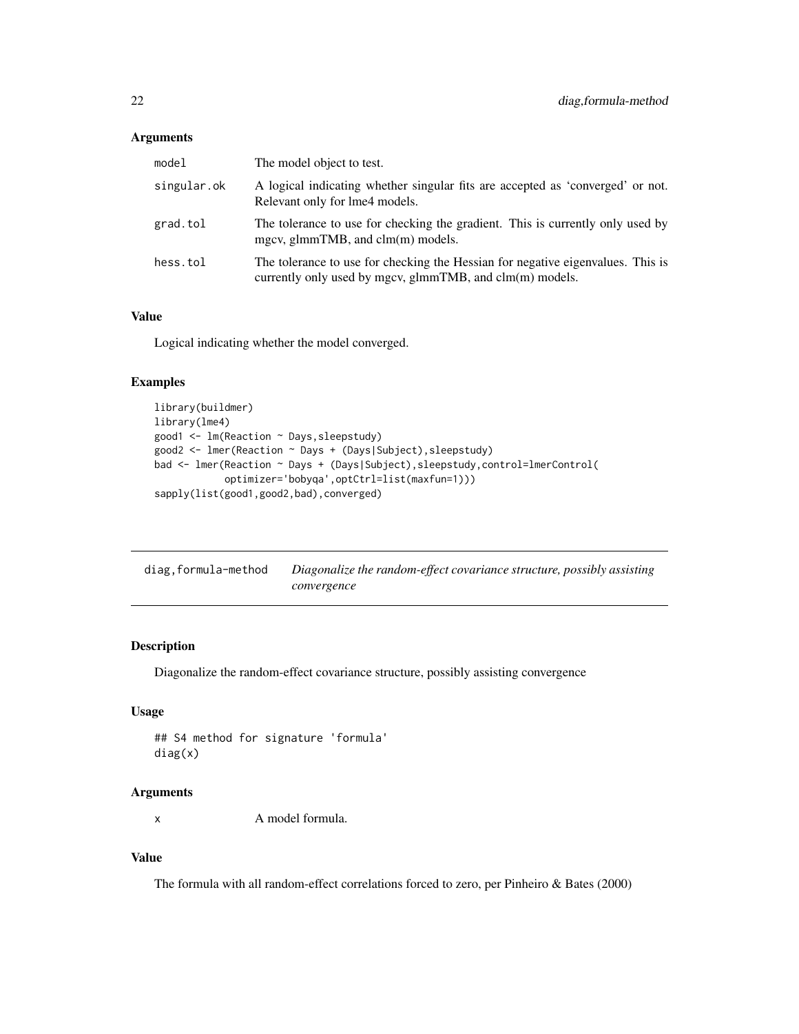### Arguments

| | |
|---|---|
| model | The model object to test. |
| singular.ok | A logical indicating whether singular fits are accepted as 'converged' or not. Relevant only for lme4 models. |
| grad.tol | The tolerance to use for checking the gradient. This is currently only used by mgcv, glmmTMB, and clm(m) models. |
| hess.tol | The tolerance to use for checking the Hessian for negative eigenvalues. This is currently only used by mgcv, glmmTMB, and clm(m) models. |

### Value

Logical indicating whether the model converged.

### Examples

```
library(buildmer)
library(lme4)
good1 <- lm(Reaction ~ Days,sleepstudy)
good2 <- lmer(Reaction ~ Days + (Days|Subject),sleepstudy)
bad <- lmer(Reaction ~ Days + (Days|Subject),sleepstudy,control=lmerControl(
            optimizer='bobyqa',optCtrl=list(maxfun=1)))
sapply(list(good1,good2,bad),converged)
```

---

## diag,formula-method — *Diagonalize the random-effect covariance structure, possibly assisting convergence*

---

### Description

Diagonalize the random-effect covariance structure, possibly assisting convergence

### Usage

```
## S4 method for signature 'formula'
diag(x)
```

### Arguments

| | |
|---|---|
| x | A model formula. |

### Value

The formula with all random-effect correlations forced to zero, per Pinheiro & Bates (2000)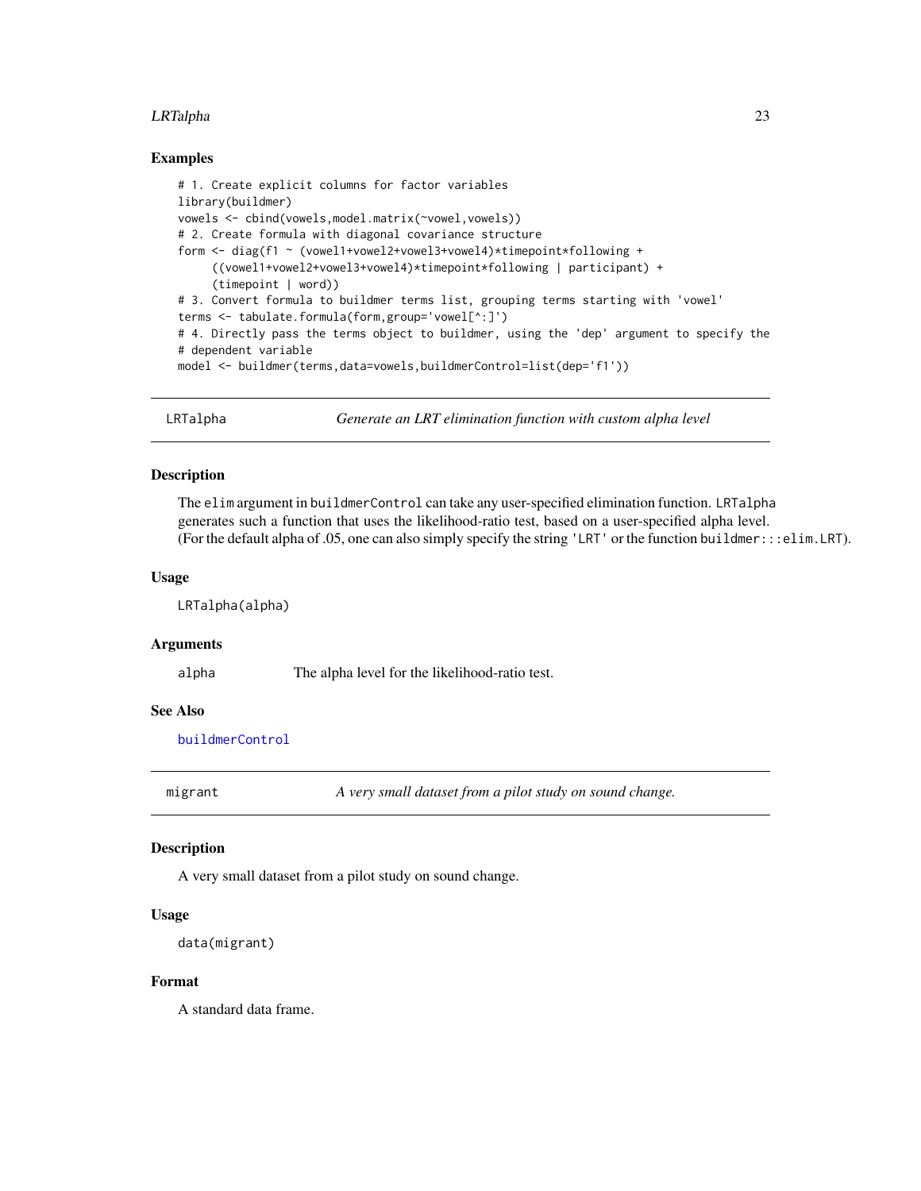## Examples

```
# 1. Create explicit columns for factor variables
library(buildmer)
vowels <- cbind(vowels,model.matrix(~vowel,vowels))
# 2. Create formula with diagonal covariance structure
form <- diag(f1 ~ (vowel1+vowel2+vowel3+vowel4)*timepoint*following +
     ((vowel1+vowel2+vowel3+vowel4)*timepoint*following | participant) +
     (timepoint | word))
# 3. Convert formula to buildmer terms list, grouping terms starting with 'vowel'
terms <- tabulate.formula(form,group='vowel[^:]')
# 4. Directly pass the terms object to buildmer, using the 'dep' argument to specify the
# dependent variable
model <- buildmer(terms,data=vowels,buildmerControl=list(dep='f1'))
```

---

# LRTalpha — *Generate an LRT elimination function with custom alpha level*

## Description

The `elim` argument in `buildmerControl` can take any user-specified elimination function. `LRTalpha` generates such a function that uses the likelihood-ratio test, based on a user-specified alpha level. (For the default alpha of .05, one can also simply specify the string `'LRT'` or the function `buildmer:::elim.LRT`).

## Usage

```
LRTalpha(alpha)
```

## Arguments

| | |
|---|---|
| `alpha` | The alpha level for the likelihood-ratio test. |

## See Also

`buildmerControl`

---

# migrant — *A very small dataset from a pilot study on sound change.*

## Description

A very small dataset from a pilot study on sound change.

## Usage

```
data(migrant)
```

## Format

A standard data frame.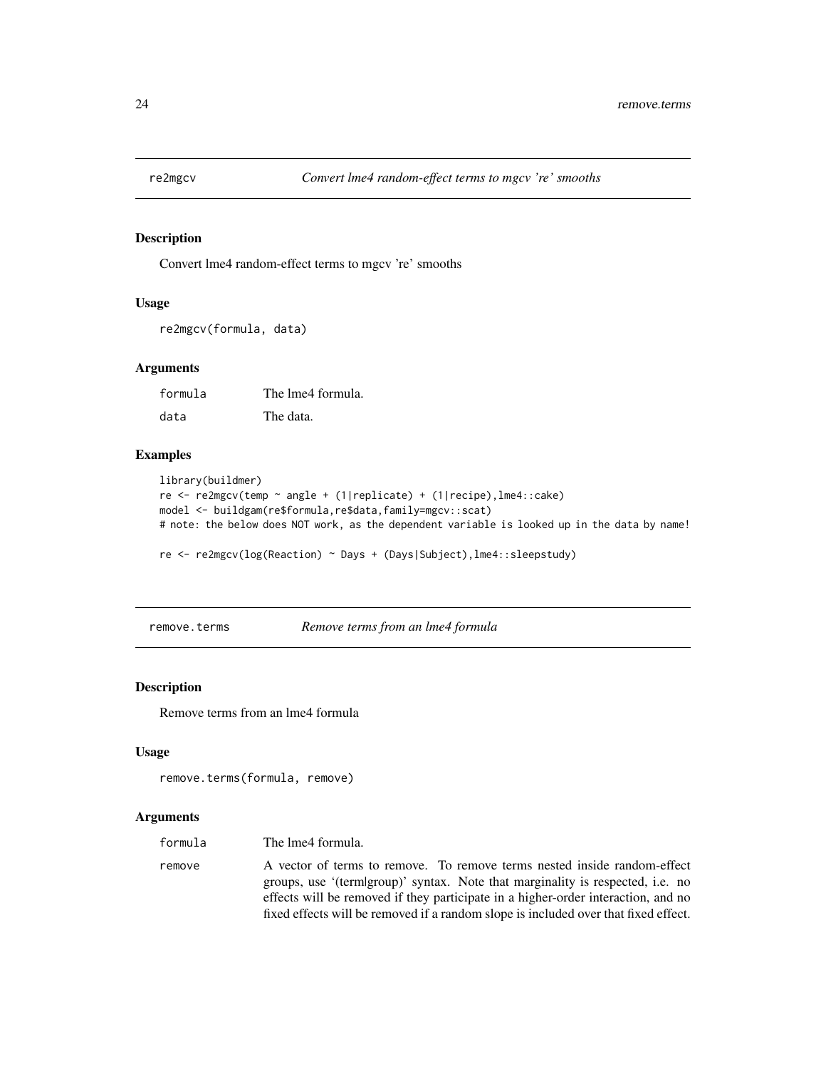## re2mgcv — *Convert lme4 random-effect terms to mgcv 're' smooths*

### Description

Convert lme4 random-effect terms to mgcv 're' smooths

### Usage

```
re2mgcv(formula, data)
```

### Arguments

| | |
|---|---|
| formula | The lme4 formula. |
| data | The data. |

### Examples

```
library(buildmer)
re <- re2mgcv(temp ~ angle + (1|replicate) + (1|recipe),lme4::cake)
model <- buildgam(re$formula,re$data,family=mgcv::scat)
# note: the below does NOT work, as the dependent variable is looked up in the data by name!

re <- re2mgcv(log(Reaction) ~ Days + (Days|Subject),lme4::sleepstudy)
```

## remove.terms — *Remove terms from an lme4 formula*

### Description

Remove terms from an lme4 formula

### Usage

```
remove.terms(formula, remove)
```

### Arguments

| | |
|---|---|
| formula | The lme4 formula. |
| remove | A vector of terms to remove. To remove terms nested inside random-effect groups, use '(term|group)' syntax. Note that marginality is respected, i.e. no effects will be removed if they participate in a higher-order interaction, and no fixed effects will be removed if a random slope is included over that fixed effect. |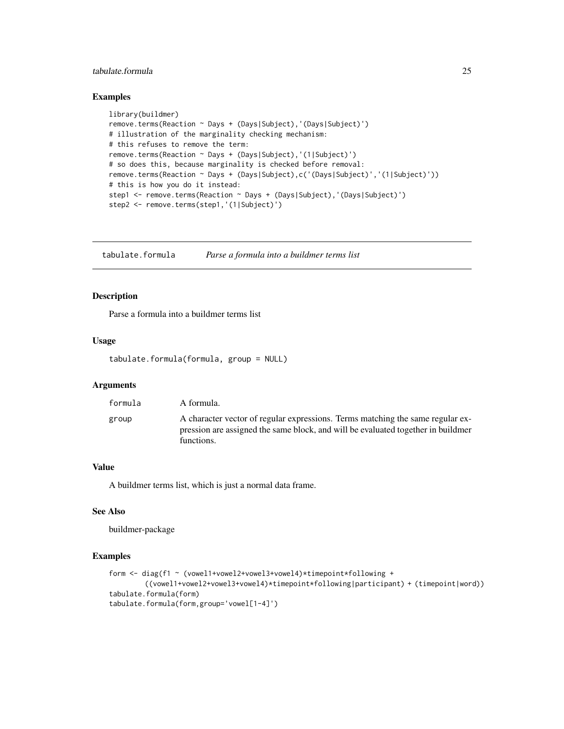### Examples

```
library(buildmer)
remove.terms(Reaction ~ Days + (Days|Subject),'(Days|Subject)')
# illustration of the marginality checking mechanism:
# this refuses to remove the term:
remove.terms(Reaction ~ Days + (Days|Subject),'(1|Subject)')
# so does this, because marginality is checked before removal:
remove.terms(Reaction ~ Days + (Days|Subject),c('(Days|Subject)','(1|Subject)'))
# this is how you do it instead:
step1 <- remove.terms(Reaction ~ Days + (Days|Subject),'(Days|Subject)')
step2 <- remove.terms(step1,'(1|Subject)')
```

---

## tabulate.formula — *Parse a formula into a buildmer terms list*

### Description

Parse a formula into a buildmer terms list

### Usage

```
tabulate.formula(formula, group = NULL)
```

### Arguments

| | |
|---|---|
| formula | A formula. |
| group | A character vector of regular expressions. Terms matching the same regular expression are assigned the same block, and will be evaluated together in buildmer functions. |

### Value

A buildmer terms list, which is just a normal data frame.

### See Also

buildmer-package

### Examples

```
form <- diag(f1 ~ (vowel1+vowel2+vowel3+vowel4)*timepoint*following +
        ((vowel1+vowel2+vowel3+vowel4)*timepoint*following|participant) + (timepoint|word))
tabulate.formula(form)
tabulate.formula(form,group='vowel[1-4]')
```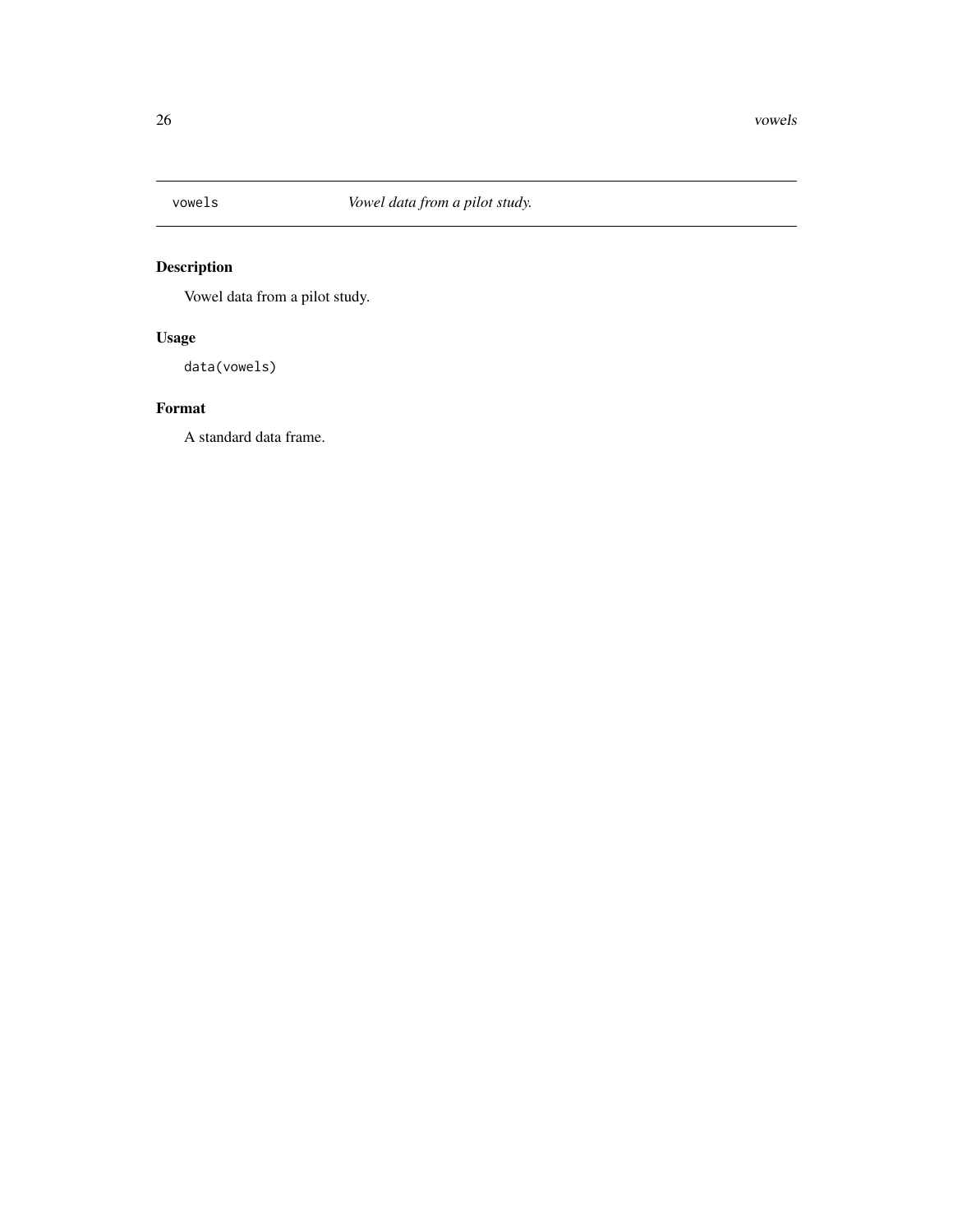vowels — *Vowel data from a pilot study.*

## Description

Vowel data from a pilot study.

## Usage

```
data(vowels)
```

## Format

A standard data frame.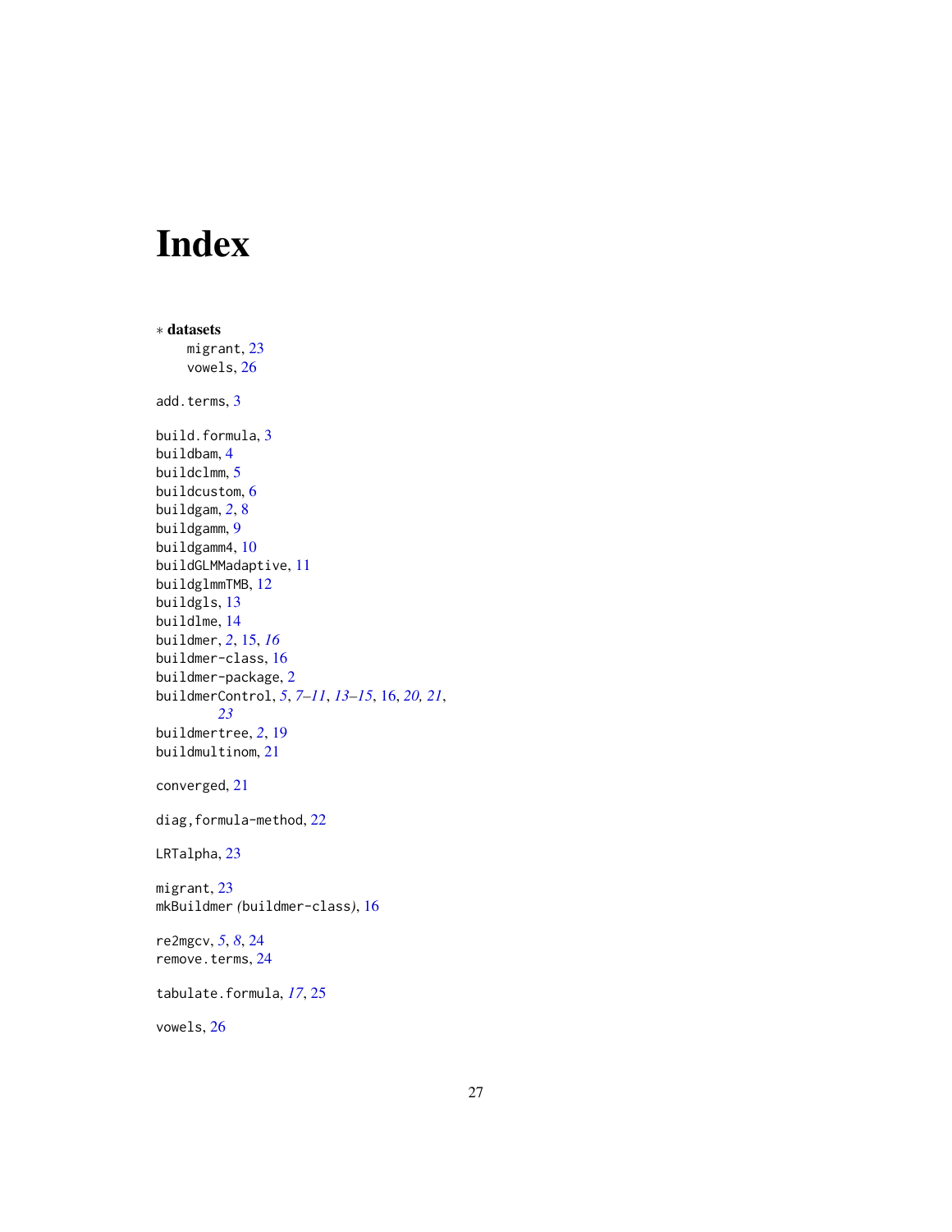# Index

∗ **datasets**
    migrant, 23
    vowels, 26

add.terms, 3

build.formula, 3
buildbam, 4
buildclmm, 5
buildcustom, 6
buildgam, *2*, 8
buildgamm, 9
buildgamm4, 10
buildGLMMadaptive, 11
buildglmmTMB, 12
buildgls, 13
buildlme, 14
buildmer, *2*, 15, *16*
buildmer-class, 16
buildmer-package, 2
buildmerControl, *5*, *7–11*, *13–15*, 16, *20, 21*, *23*
buildmertree, *2*, 19
buildmultinom, 21

converged, 21

diag,formula-method, 22

LRTalpha, 23

migrant, 23
mkBuildmer *(*buildmer-class*)*, 16

re2mgcv, *5*, *8*, 24
remove.terms, 24

tabulate.formula, *17*, 25

vowels, 26